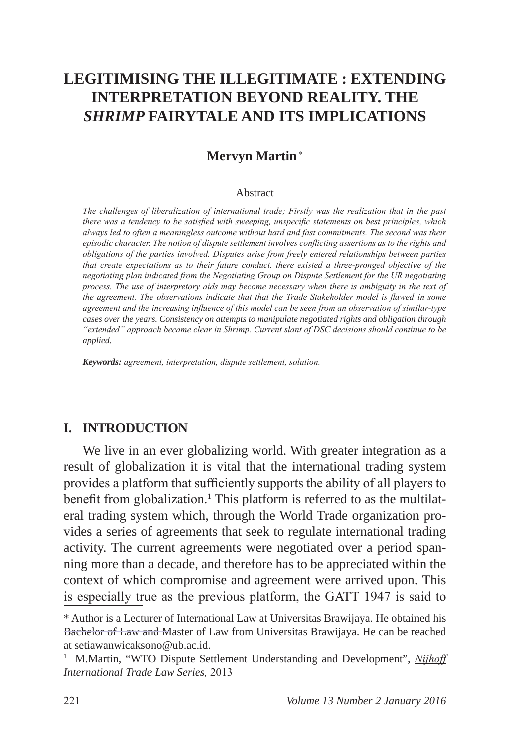# LEGITIMISING THE ILLEGITIMATE : EXTENDING INTERPRETATION BEYOND REALITY. THE *SHRIMP* FAIRYTALE AND ITS IMPLICATIONS

**Mervyn Martin** *

Abstract

*The challenges of liberalization of international trade; Firstly was the realization that in the past there was a tendency to be satisfied with sweeping, unspecific statements on best principles, which always led to often a meaningless outcome without hard and fast commitments. The second was their episodic character. The notion of dispute settlement involves conflicting assertions as to the rights and obligations of the parties involved. Disputes arise from freely entered relationships between parties that create expectations as to their future conduct. there existed a three-pronged objective of the negotiating plan indicated from the Negotiating Group on Dispute Settlement for the UR negotiating process. The use of interpretory aids may become necessary when there is ambiguity in the text of the agreement. The observations indicate that that the Trade Stakeholder model is flawed in some agreement and the increasing influence of this model can be seen from an observation of similar-type cases over the years. Consistency on attempts to manipulate negotiated rights and obligation through "extended" approach became clear in Shrimp. Current slant of DSC decisions should continue to be applied.*

***Keywords:*** *agreement, interpretation, dispute settlement, solution.*

## I. INTRODUCTION

We live in an ever globalizing world. With greater integration as a result of globalization it is vital that the international trading system provides a platform that sufficiently supports the ability of all players to benefit from globalization.[1] This platform is referred to as the multilateral trading system which, through the World Trade organization provides a series of agreements that seek to regulate international trading activity. The current agreements were negotiated over a period spanning more than a decade, and therefore has to be appreciated within the context of which compromise and agreement were arrived upon. This is especially true as the previous platform, the GATT 1947 is said to

\* Author is a Lecturer of International Law at Universitas Brawijaya. He obtained his Bachelor of Law and Master of Law from Universitas Brawijaya. He can be reached at setiawanwicaksono@ub.ac.id.

[1] M.Martin, "WTO Dispute Settlement Understanding and Development", *Nijhoff International Trade Law Series*, 2013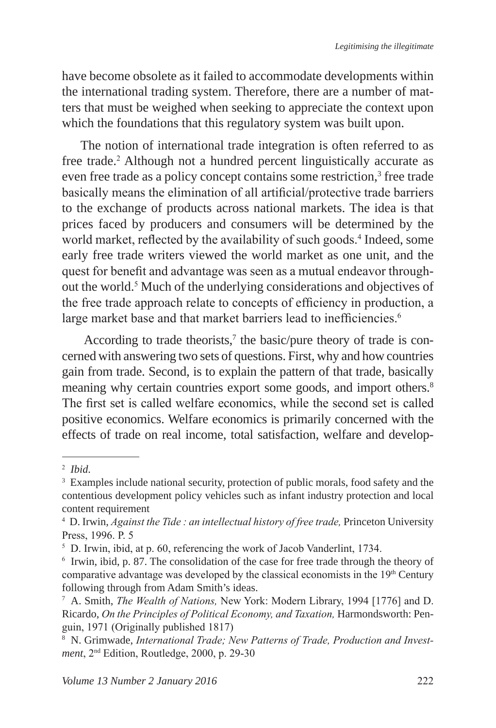have become obsolete as it failed to accommodate developments within the international trading system. Therefore, there are a number of matters that must be weighed when seeking to appreciate the context upon which the foundations that this regulatory system was built upon.

The notion of international trade integration is often referred to as free trade.[2] Although not a hundred percent linguistically accurate as even free trade as a policy concept contains some restriction,[3] free trade basically means the elimination of all artificial/protective trade barriers to the exchange of products across national markets. The idea is that prices faced by producers and consumers will be determined by the world market, reflected by the availability of such goods.[4] Indeed, some early free trade writers viewed the world market as one unit, and the quest for benefit and advantage was seen as a mutual endeavor throughout the world.[5] Much of the underlying considerations and objectives of the free trade approach relate to concepts of efficiency in production, a large market base and that market barriers lead to inefficiencies.[6]

According to trade theorists,[7] the basic/pure theory of trade is concerned with answering two sets of questions. First, why and how countries gain from trade. Second, is to explain the pattern of that trade, basically meaning why certain countries export some goods, and import others.[8] The first set is called welfare economics, while the second set is called positive economics. Welfare economics is primarily concerned with the effects of trade on real income, total satisfaction, welfare and develop-

---

[2] *Ibid.*

[3] Examples include national security, protection of public morals, food safety and the contentious development policy vehicles such as infant industry protection and local content requirement

[4] D. Irwin, *Against the Tide : an intellectual history of free trade,* Princeton University Press, 1996. P. 5

[5] D. Irwin, ibid, at p. 60, referencing the work of Jacob Vanderlint, 1734.

[6] Irwin, ibid, p. 87. The consolidation of the case for free trade through the theory of comparative advantage was developed by the classical economists in the 19th Century following through from Adam Smith's ideas.

[7] A. Smith, *The Wealth of Nations,* New York: Modern Library, 1994 [1776] and D. Ricardo, *On the Principles of Political Economy, and Taxation,* Harmondsworth: Penguin, 1971 (Originally published 1817)

[8] N. Grimwade, *International Trade; New Patterns of Trade, Production and Investment*, 2nd Edition, Routledge, 2000, p. 29-30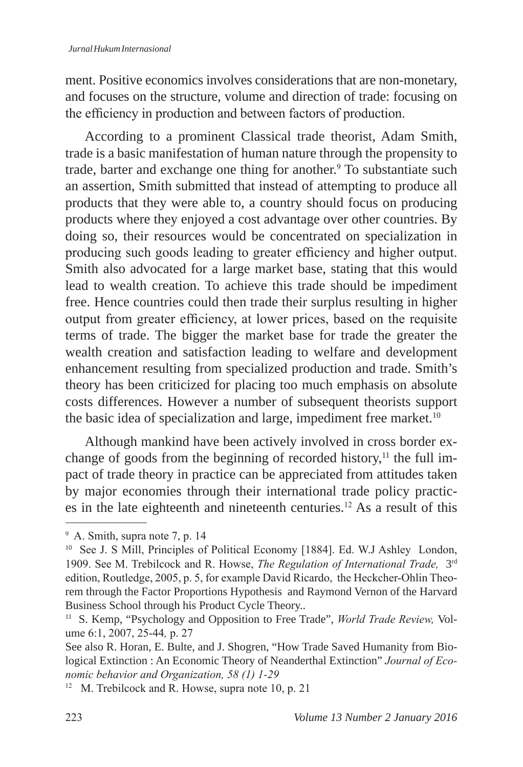ment. Positive economics involves considerations that are non-monetary, and focuses on the structure, volume and direction of trade: focusing on the efficiency in production and between factors of production.

According to a prominent Classical trade theorist, Adam Smith, trade is a basic manifestation of human nature through the propensity to trade, barter and exchange one thing for another.[9] To substantiate such an assertion, Smith submitted that instead of attempting to produce all products that they were able to, a country should focus on producing products where they enjoyed a cost advantage over other countries. By doing so, their resources would be concentrated on specialization in producing such goods leading to greater efficiency and higher output. Smith also advocated for a large market base, stating that this would lead to wealth creation. To achieve this trade should be impediment free. Hence countries could then trade their surplus resulting in higher output from greater efficiency, at lower prices, based on the requisite terms of trade. The bigger the market base for trade the greater the wealth creation and satisfaction leading to welfare and development enhancement resulting from specialized production and trade. Smith's theory has been criticized for placing too much emphasis on absolute costs differences. However a number of subsequent theorists support the basic idea of specialization and large, impediment free market.[10]

Although mankind have been actively involved in cross border exchange of goods from the beginning of recorded history,[11] the full impact of trade theory in practice can be appreciated from attitudes taken by major economies through their international trade policy practices in the late eighteenth and nineteenth centuries.[12] As a result of this

---

[9] A. Smith, supra note 7, p. 14

[10] See J. S Mill, Principles of Political Economy [1884]. Ed. W.J Ashley London, 1909. See M. Trebilcock and R. Howse, *The Regulation of International Trade,* 3rd edition, Routledge, 2005, p. 5, for example David Ricardo, the Heckcher-Ohlin Theorem through the Factor Proportions Hypothesis and Raymond Vernon of the Harvard Business School through his Product Cycle Theory..

[11] S. Kemp, "Psychology and Opposition to Free Trade", *World Trade Review,* Volume 6:1, 2007, 25-44*,* p. 27

See also R. Horan, E. Bulte, and J. Shogren, "How Trade Saved Humanity from Biological Extinction : An Economic Theory of Neanderthal Extinction" *Journal of Economic behavior and Organization, 58 (1) 1-29*

[12] M. Trebilcock and R. Howse, supra note 10, p. 21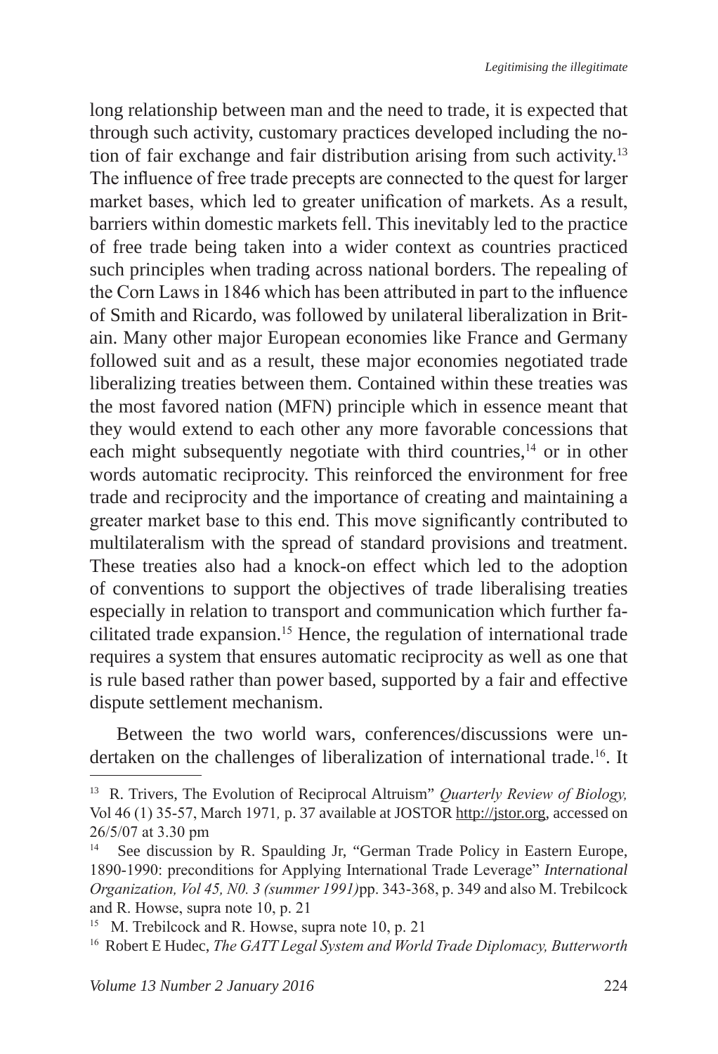long relationship between man and the need to trade, it is expected that through such activity, customary practices developed including the notion of fair exchange and fair distribution arising from such activity.[13] The influence of free trade precepts are connected to the quest for larger market bases, which led to greater unification of markets. As a result, barriers within domestic markets fell. This inevitably led to the practice of free trade being taken into a wider context as countries practiced such principles when trading across national borders. The repealing of the Corn Laws in 1846 which has been attributed in part to the influence of Smith and Ricardo, was followed by unilateral liberalization in Britain. Many other major European economies like France and Germany followed suit and as a result, these major economies negotiated trade liberalizing treaties between them. Contained within these treaties was the most favored nation (MFN) principle which in essence meant that they would extend to each other any more favorable concessions that each might subsequently negotiate with third countries,[14] or in other words automatic reciprocity. This reinforced the environment for free trade and reciprocity and the importance of creating and maintaining a greater market base to this end. This move significantly contributed to multilateralism with the spread of standard provisions and treatment. These treaties also had a knock-on effect which led to the adoption of conventions to support the objectives of trade liberalising treaties especially in relation to transport and communication which further facilitated trade expansion.[15] Hence, the regulation of international trade requires a system that ensures automatic reciprocity as well as one that is rule based rather than power based, supported by a fair and effective dispute settlement mechanism.

Between the two world wars, conferences/discussions were undertaken on the challenges of liberalization of international trade.[16]. It

---

[13] R. Trivers, The Evolution of Reciprocal Altruism" *Quarterly Review of Biology,* Vol 46 (1) 35-57, March 1971, p. 37 available at JOSTOR http://jstor.org, accessed on 26/5/07 at 3.30 pm

[14] See discussion by R. Spaulding Jr, "German Trade Policy in Eastern Europe, 1890-1990: preconditions for Applying International Trade Leverage" *International Organization, Vol 45, N0. 3 (summer 1991)*pp. 343-368, p. 349 and also M. Trebilcock and R. Howse, supra note 10, p. 21

[15] M. Trebilcock and R. Howse, supra note 10, p. 21

[16] Robert E Hudec, *The GATT Legal System and World Trade Diplomacy, Butterworth*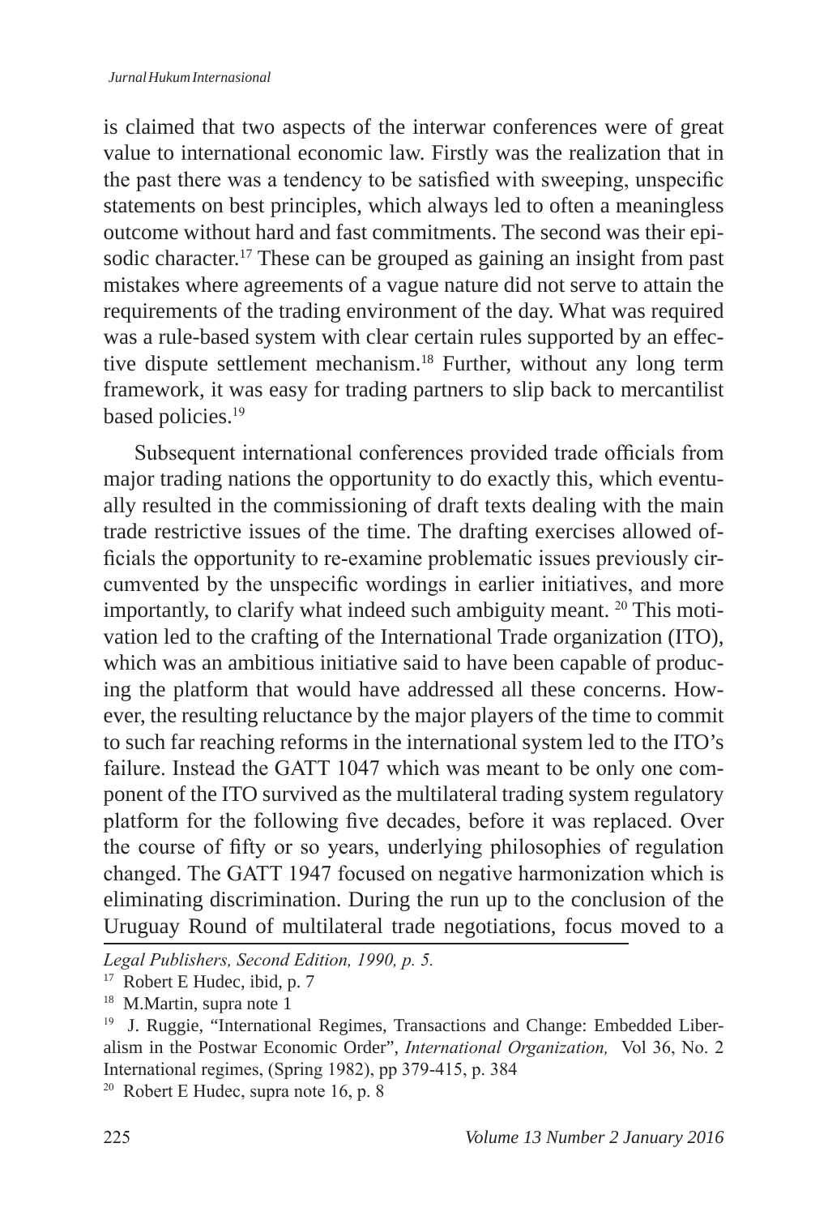is claimed that two aspects of the interwar conferences were of great value to international economic law. Firstly was the realization that in the past there was a tendency to be satisfied with sweeping, unspecific statements on best principles, which always led to often a meaningless outcome without hard and fast commitments. The second was their episodic character.[17] These can be grouped as gaining an insight from past mistakes where agreements of a vague nature did not serve to attain the requirements of the trading environment of the day. What was required was a rule-based system with clear certain rules supported by an effective dispute settlement mechanism.[18] Further, without any long term framework, it was easy for trading partners to slip back to mercantilist based policies.[19]

Subsequent international conferences provided trade officials from major trading nations the opportunity to do exactly this, which eventually resulted in the commissioning of draft texts dealing with the main trade restrictive issues of the time. The drafting exercises allowed officials the opportunity to re-examine problematic issues previously circumvented by the unspecific wordings in earlier initiatives, and more importantly, to clarify what indeed such ambiguity meant. [20] This motivation led to the crafting of the International Trade organization (ITO), which was an ambitious initiative said to have been capable of producing the platform that would have addressed all these concerns. However, the resulting reluctance by the major players of the time to commit to such far reaching reforms in the international system led to the ITO's failure. Instead the GATT 1047 which was meant to be only one component of the ITO survived as the multilateral trading system regulatory platform for the following five decades, before it was replaced. Over the course of fifty or so years, underlying philosophies of regulation changed. The GATT 1947 focused on negative harmonization which is eliminating discrimination. During the run up to the conclusion of the Uruguay Round of multilateral trade negotiations, focus moved to a

---

*Legal Publishers, Second Edition, 1990, p. 5.*

[17] Robert E Hudec, ibid, p. 7

[18] M.Martin, supra note 1

[19] J. Ruggie, "International Regimes, Transactions and Change: Embedded Liberalism in the Postwar Economic Order", *International Organization,* Vol 36, No. 2 International regimes, (Spring 1982), pp 379-415, p. 384

[20] Robert E Hudec, supra note 16, p. 8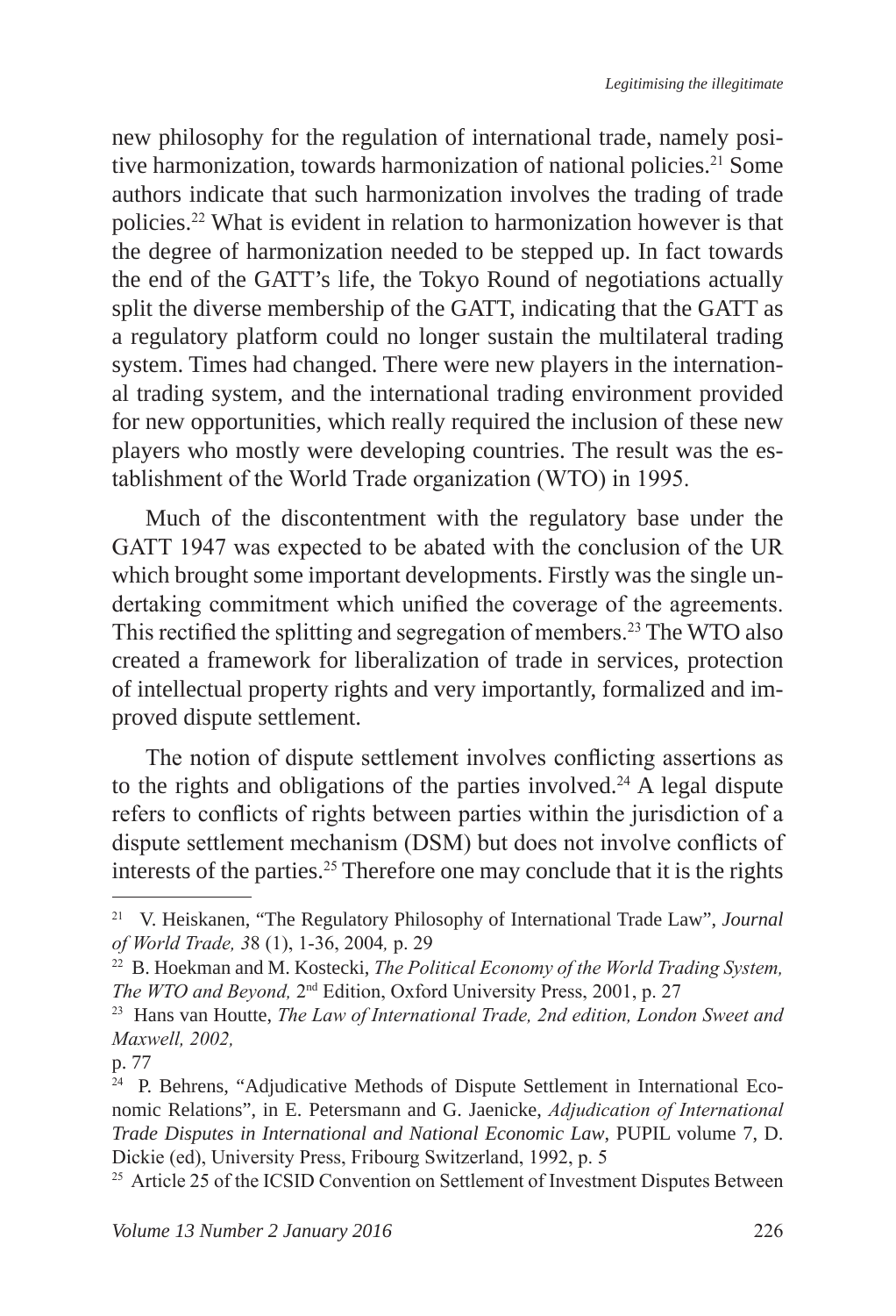new philosophy for the regulation of international trade, namely positive harmonization, towards harmonization of national policies.[21] Some authors indicate that such harmonization involves the trading of trade policies.[22] What is evident in relation to harmonization however is that the degree of harmonization needed to be stepped up. In fact towards the end of the GATT's life, the Tokyo Round of negotiations actually split the diverse membership of the GATT, indicating that the GATT as a regulatory platform could no longer sustain the multilateral trading system. Times had changed. There were new players in the international trading system, and the international trading environment provided for new opportunities, which really required the inclusion of these new players who mostly were developing countries. The result was the establishment of the World Trade organization (WTO) in 1995.

Much of the discontentment with the regulatory base under the GATT 1947 was expected to be abated with the conclusion of the UR which brought some important developments. Firstly was the single undertaking commitment which unified the coverage of the agreements. This rectified the splitting and segregation of members.[23] The WTO also created a framework for liberalization of trade in services, protection of intellectual property rights and very importantly, formalized and improved dispute settlement.

The notion of dispute settlement involves conflicting assertions as to the rights and obligations of the parties involved.[24] A legal dispute refers to conflicts of rights between parties within the jurisdiction of a dispute settlement mechanism (DSM) but does not involve conflicts of interests of the parties.[25] Therefore one may conclude that it is the rights

---

[21] V. Heiskanen, "The Regulatory Philosophy of International Trade Law", *Journal of World Trade, 3*8 (1), 1-36, 2004*,* p. 29

[22] B. Hoekman and M. Kostecki, *The Political Economy of the World Trading System, The WTO and Beyond,* 2nd Edition, Oxford University Press, 2001, p. 27

[23] Hans van Houtte, *The Law of International Trade, 2nd edition, London Sweet and Maxwell, 2002,* p. 77

[24] P. Behrens, "Adjudicative Methods of Dispute Settlement in International Economic Relations", in E. Petersmann and G. Jaenicke, *Adjudication of International Trade Disputes in International and National Economic Law*, PUPIL volume 7, D. Dickie (ed), University Press, Fribourg Switzerland, 1992, p. 5

[25] Article 25 of the ICSID Convention on Settlement of Investment Disputes Between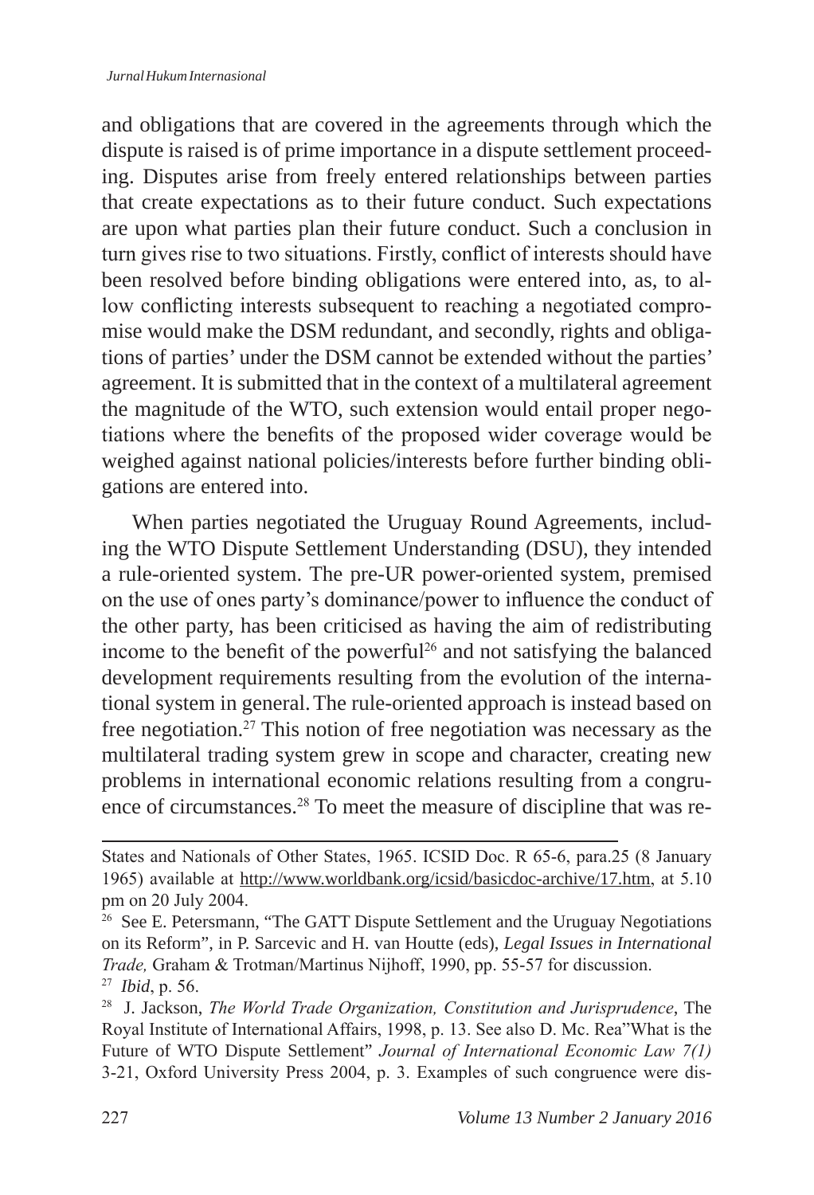and obligations that are covered in the agreements through which the dispute is raised is of prime importance in a dispute settlement proceeding. Disputes arise from freely entered relationships between parties that create expectations as to their future conduct. Such expectations are upon what parties plan their future conduct. Such a conclusion in turn gives rise to two situations. Firstly, conflict of interests should have been resolved before binding obligations were entered into, as, to allow conflicting interests subsequent to reaching a negotiated compromise would make the DSM redundant, and secondly, rights and obligations of parties' under the DSM cannot be extended without the parties' agreement. It is submitted that in the context of a multilateral agreement the magnitude of the WTO, such extension would entail proper negotiations where the benefits of the proposed wider coverage would be weighed against national policies/interests before further binding obligations are entered into.

When parties negotiated the Uruguay Round Agreements, including the WTO Dispute Settlement Understanding (DSU), they intended a rule-oriented system. The pre-UR power-oriented system, premised on the use of ones party's dominance/power to influence the conduct of the other party, has been criticised as having the aim of redistributing income to the benefit of the powerful[26] and not satisfying the balanced development requirements resulting from the evolution of the international system in general. The rule-oriented approach is instead based on free negotiation.[27] This notion of free negotiation was necessary as the multilateral trading system grew in scope and character, creating new problems in international economic relations resulting from a congruence of circumstances.[28] To meet the measure of discipline that was re-

---

States and Nationals of Other States, 1965. ICSID Doc. R 65-6, para.25 (8 January 1965) available at http://www.worldbank.org/icsid/basicdoc-archive/17.htm, at 5.10 pm on 20 July 2004.

[26] See E. Petersmann, "The GATT Dispute Settlement and the Uruguay Negotiations on its Reform", in P. Sarcevic and H. van Houtte (eds), *Legal Issues in International Trade,* Graham & Trotman/Martinus Nijhoff, 1990, pp. 55-57 for discussion.

[27] *Ibid*, p. 56.

[28] J. Jackson, *The World Trade Organization, Constitution and Jurisprudence*, The Royal Institute of International Affairs, 1998, p. 13. See also D. Mc. Rea"What is the Future of WTO Dispute Settlement" *Journal of International Economic Law 7(1)* 3-21, Oxford University Press 2004, p. 3. Examples of such congruence were dis-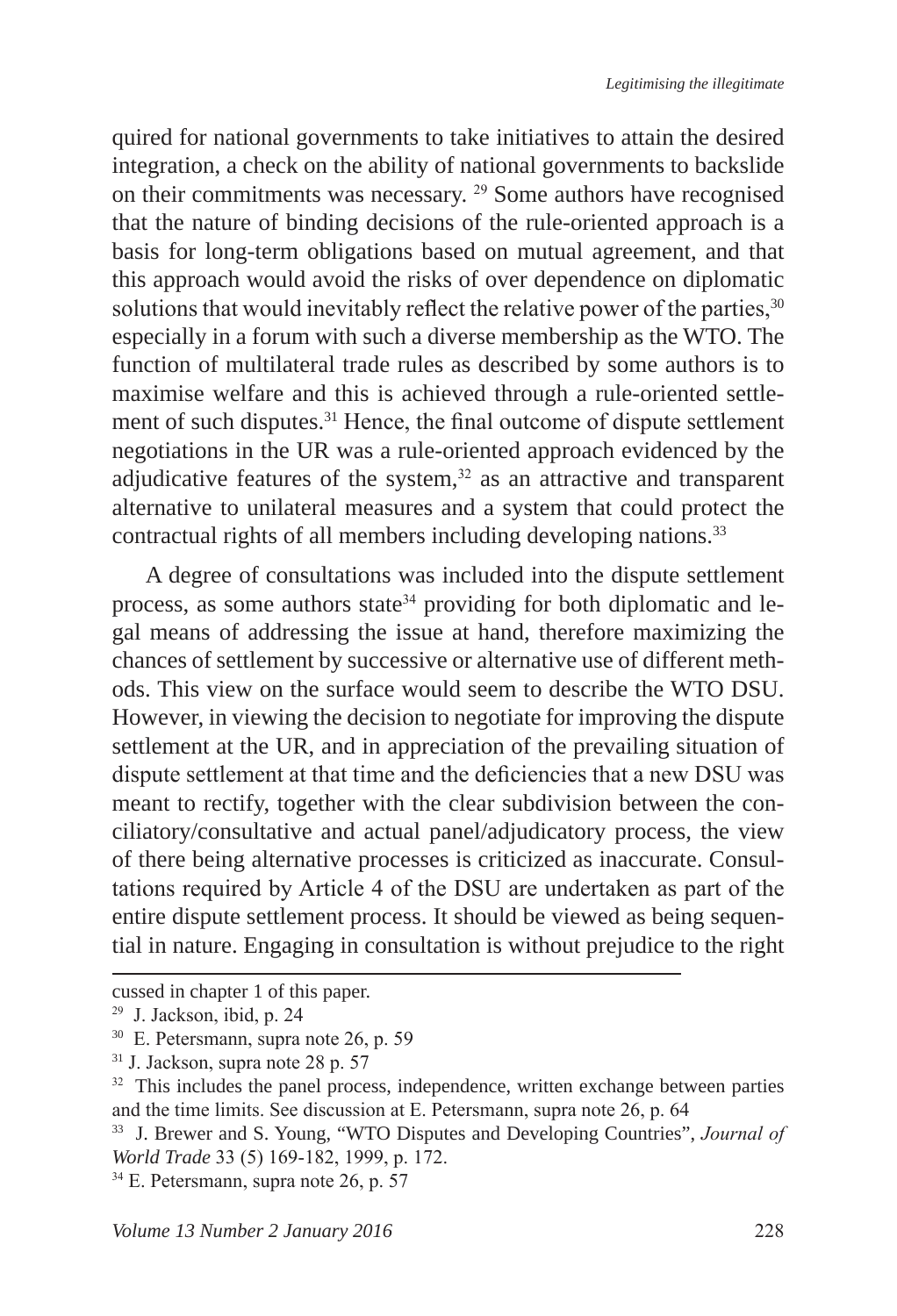quired for national governments to take initiatives to attain the desired integration, a check on the ability of national governments to backslide on their commitments was necessary. [29] Some authors have recognised that the nature of binding decisions of the rule-oriented approach is a basis for long-term obligations based on mutual agreement, and that this approach would avoid the risks of over dependence on diplomatic solutions that would inevitably reflect the relative power of the parties,[30] especially in a forum with such a diverse membership as the WTO. The function of multilateral trade rules as described by some authors is to maximise welfare and this is achieved through a rule-oriented settlement of such disputes.[31] Hence, the final outcome of dispute settlement negotiations in the UR was a rule-oriented approach evidenced by the adjudicative features of the system,[32] as an attractive and transparent alternative to unilateral measures and a system that could protect the contractual rights of all members including developing nations.[33]

A degree of consultations was included into the dispute settlement process, as some authors state[34] providing for both diplomatic and legal means of addressing the issue at hand, therefore maximizing the chances of settlement by successive or alternative use of different methods. This view on the surface would seem to describe the WTO DSU. However, in viewing the decision to negotiate for improving the dispute settlement at the UR, and in appreciation of the prevailing situation of dispute settlement at that time and the deficiencies that a new DSU was meant to rectify, together with the clear subdivision between the conciliatory/consultative and actual panel/adjudicatory process, the view of there being alternative processes is criticized as inaccurate. Consultations required by Article 4 of the DSU are undertaken as part of the entire dispute settlement process. It should be viewed as being sequential in nature. Engaging in consultation is without prejudice to the right

---

cussed in chapter 1 of this paper.

[29] J. Jackson, ibid, p. 24

[30] E. Petersmann, supra note 26, p. 59

[31] J. Jackson, supra note 28 p. 57

[32] This includes the panel process, independence, written exchange between parties and the time limits. See discussion at E. Petersmann, supra note 26, p. 64

[33] J. Brewer and S. Young, "WTO Disputes and Developing Countries", *Journal of World Trade* 33 (5) 169-182, 1999, p. 172.

[34] E. Petersmann, supra note 26, p. 57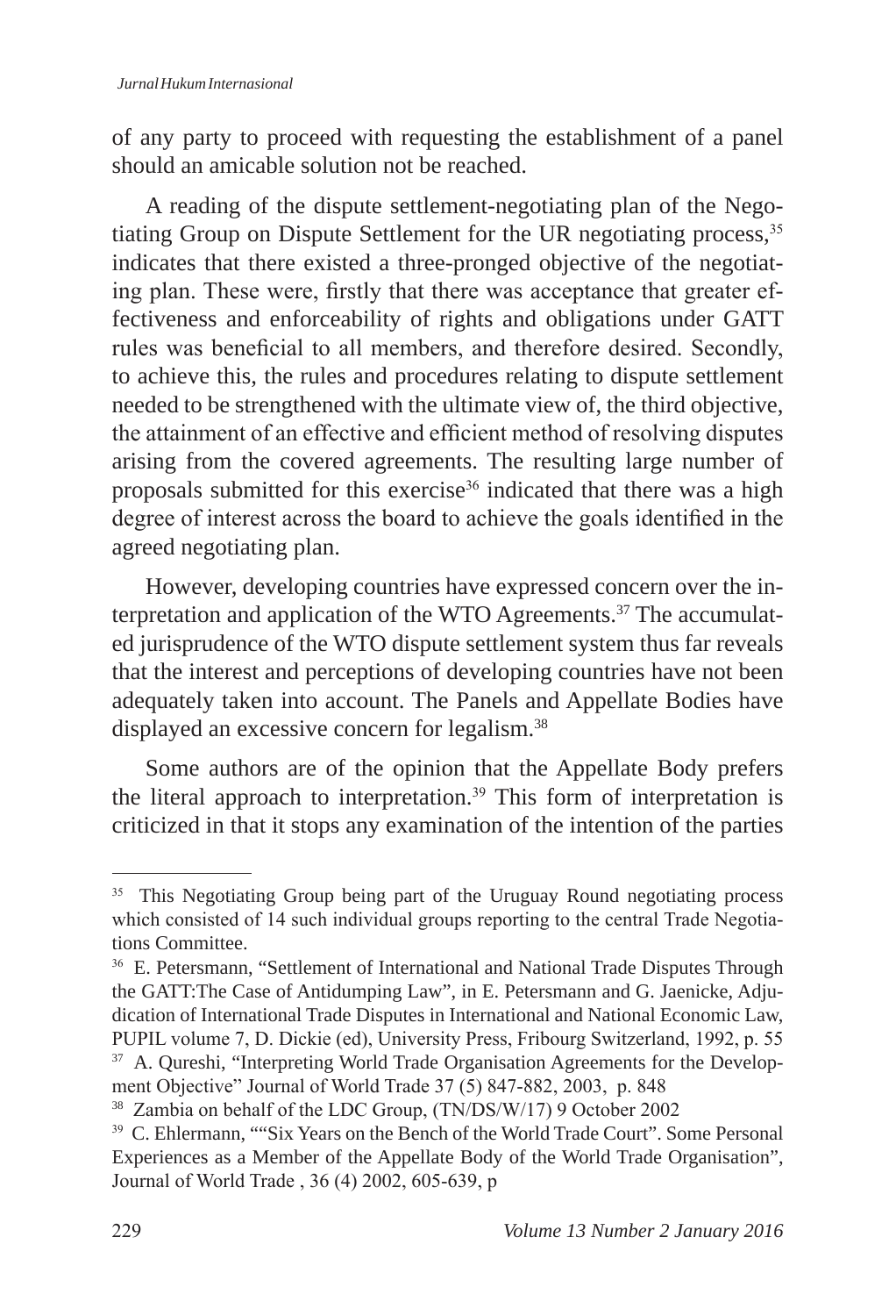of any party to proceed with requesting the establishment of a panel should an amicable solution not be reached.

A reading of the dispute settlement-negotiating plan of the Negotiating Group on Dispute Settlement for the UR negotiating process,[35] indicates that there existed a three-pronged objective of the negotiating plan. These were, firstly that there was acceptance that greater effectiveness and enforceability of rights and obligations under GATT rules was beneficial to all members, and therefore desired. Secondly, to achieve this, the rules and procedures relating to dispute settlement needed to be strengthened with the ultimate view of, the third objective, the attainment of an effective and efficient method of resolving disputes arising from the covered agreements. The resulting large number of proposals submitted for this exercise[36] indicated that there was a high degree of interest across the board to achieve the goals identified in the agreed negotiating plan.

However, developing countries have expressed concern over the interpretation and application of the WTO Agreements.[37] The accumulated jurisprudence of the WTO dispute settlement system thus far reveals that the interest and perceptions of developing countries have not been adequately taken into account. The Panels and Appellate Bodies have displayed an excessive concern for legalism.[38]

Some authors are of the opinion that the Appellate Body prefers the literal approach to interpretation.[39] This form of interpretation is criticized in that it stops any examination of the intention of the parties

---

[35] This Negotiating Group being part of the Uruguay Round negotiating process which consisted of 14 such individual groups reporting to the central Trade Negotiations Committee.

[36] E. Petersmann, "Settlement of International and National Trade Disputes Through the GATT:The Case of Antidumping Law", in E. Petersmann and G. Jaenicke, Adjudication of International Trade Disputes in International and National Economic Law, PUPIL volume 7, D. Dickie (ed), University Press, Fribourg Switzerland, 1992, p. 55

[37] A. Qureshi, "Interpreting World Trade Organisation Agreements for the Development Objective" Journal of World Trade 37 (5) 847-882, 2003, p. 848

[38] Zambia on behalf of the LDC Group, (TN/DS/W/17) 9 October 2002

[39] C. Ehlermann, ""Six Years on the Bench of the World Trade Court". Some Personal Experiences as a Member of the Appellate Body of the World Trade Organisation", Journal of World Trade , 36 (4) 2002, 605-639, p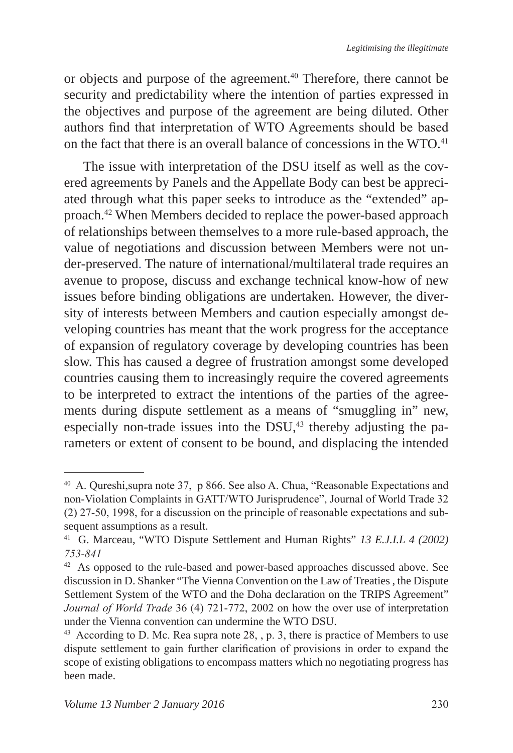or objects and purpose of the agreement.[40] Therefore, there cannot be security and predictability where the intention of parties expressed in the objectives and purpose of the agreement are being diluted. Other authors find that interpretation of WTO Agreements should be based on the fact that there is an overall balance of concessions in the WTO.[41]

The issue with interpretation of the DSU itself as well as the covered agreements by Panels and the Appellate Body can best be appreciated through what this paper seeks to introduce as the "extended" approach.[42] When Members decided to replace the power-based approach of relationships between themselves to a more rule-based approach, the value of negotiations and discussion between Members were not under-preserved. The nature of international/multilateral trade requires an avenue to propose, discuss and exchange technical know-how of new issues before binding obligations are undertaken. However, the diversity of interests between Members and caution especially amongst developing countries has meant that the work progress for the acceptance of expansion of regulatory coverage by developing countries has been slow. This has caused a degree of frustration amongst some developed countries causing them to increasingly require the covered agreements to be interpreted to extract the intentions of the parties of the agreements during dispute settlement as a means of "smuggling in" new, especially non-trade issues into the DSU,[43] thereby adjusting the parameters or extent of consent to be bound, and displacing the intended

---

[40] A. Qureshi,supra note 37, p 866. See also A. Chua, "Reasonable Expectations and non-Violation Complaints in GATT/WTO Jurisprudence", Journal of World Trade 32 (2) 27-50, 1998, for a discussion on the principle of reasonable expectations and subsequent assumptions as a result.

[41] G. Marceau, "WTO Dispute Settlement and Human Rights" *13 E.J.I.L 4 (2002) 753-841*

[42] As opposed to the rule-based and power-based approaches discussed above. See discussion in D. Shanker "The Vienna Convention on the Law of Treaties , the Dispute Settlement System of the WTO and the Doha declaration on the TRIPS Agreement" *Journal of World Trade* 36 (4) 721-772, 2002 on how the over use of interpretation under the Vienna convention can undermine the WTO DSU.

[43] According to D. Mc. Rea supra note 28, , p. 3, there is practice of Members to use dispute settlement to gain further clarification of provisions in order to expand the scope of existing obligations to encompass matters which no negotiating progress has been made.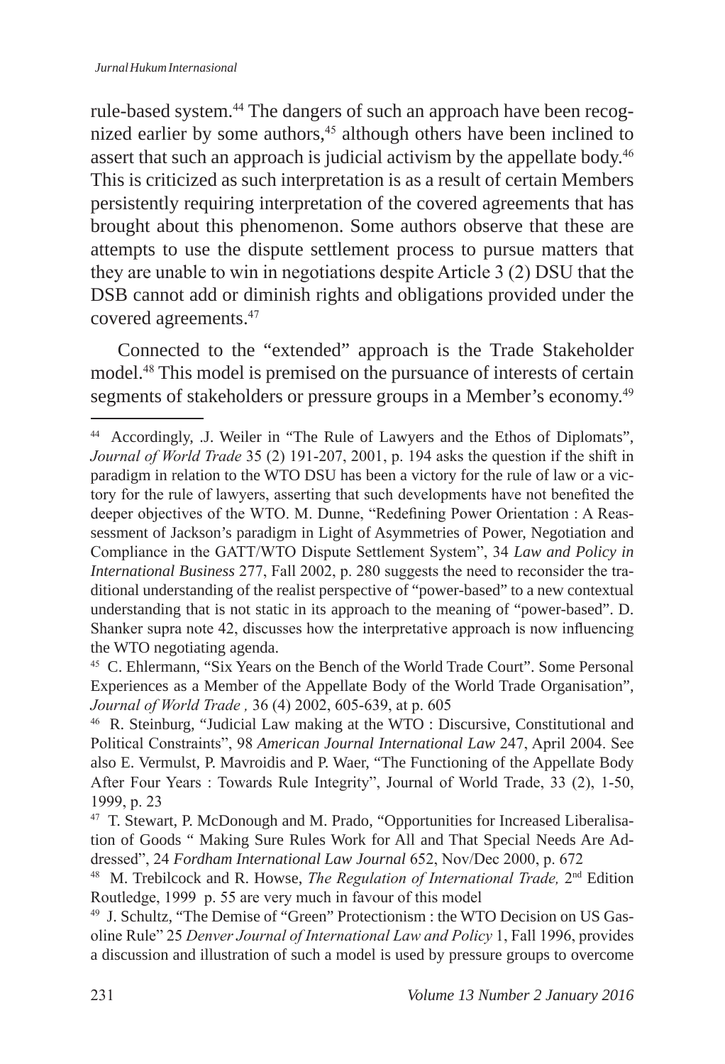rule-based system.[44] The dangers of such an approach have been recognized earlier by some authors,[45] although others have been inclined to assert that such an approach is judicial activism by the appellate body.[46] This is criticized as such interpretation is as a result of certain Members persistently requiring interpretation of the covered agreements that has brought about this phenomenon. Some authors observe that these are attempts to use the dispute settlement process to pursue matters that they are unable to win in negotiations despite Article 3 (2) DSU that the DSB cannot add or diminish rights and obligations provided under the covered agreements.[47]

Connected to the "extended" approach is the Trade Stakeholder model.[48] This model is premised on the pursuance of interests of certain segments of stakeholders or pressure groups in a Member's economy.[49]

---

[44] Accordingly, .J. Weiler in "The Rule of Lawyers and the Ethos of Diplomats", *Journal of World Trade* 35 (2) 191-207, 2001, p. 194 asks the question if the shift in paradigm in relation to the WTO DSU has been a victory for the rule of law or a victory for the rule of lawyers, asserting that such developments have not benefited the deeper objectives of the WTO. M. Dunne, "Redefining Power Orientation : A Reassessment of Jackson's paradigm in Light of Asymmetries of Power, Negotiation and Compliance in the GATT/WTO Dispute Settlement System", 34 *Law and Policy in International Business* 277, Fall 2002, p. 280 suggests the need to reconsider the traditional understanding of the realist perspective of "power-based" to a new contextual understanding that is not static in its approach to the meaning of "power-based". D. Shanker supra note 42, discusses how the interpretative approach is now influencing the WTO negotiating agenda.

[45] C. Ehlermann, "Six Years on the Bench of the World Trade Court". Some Personal Experiences as a Member of the Appellate Body of the World Trade Organisation", *Journal of World Trade ,* 36 (4) 2002, 605-639, at p. 605

[46] R. Steinburg, "Judicial Law making at the WTO : Discursive, Constitutional and Political Constraints", 98 *American Journal International Law* 247, April 2004. See also E. Vermulst, P. Mavroidis and P. Waer, "The Functioning of the Appellate Body After Four Years : Towards Rule Integrity", Journal of World Trade, 33 (2), 1-50, 1999, p. 23

[47] T. Stewart, P. McDonough and M. Prado, "Opportunities for Increased Liberalisation of Goods " Making Sure Rules Work for All and That Special Needs Are Addressed", 24 *Fordham International Law Journal* 652, Nov/Dec 2000, p. 672

[48] M. Trebilcock and R. Howse, *The Regulation of International Trade,* 2nd Edition Routledge, 1999 p. 55 are very much in favour of this model

[49] J. Schultz, "The Demise of "Green" Protectionism : the WTO Decision on US Gasoline Rule" 25 *Denver Journal of International Law and Policy* 1, Fall 1996, provides a discussion and illustration of such a model is used by pressure groups to overcome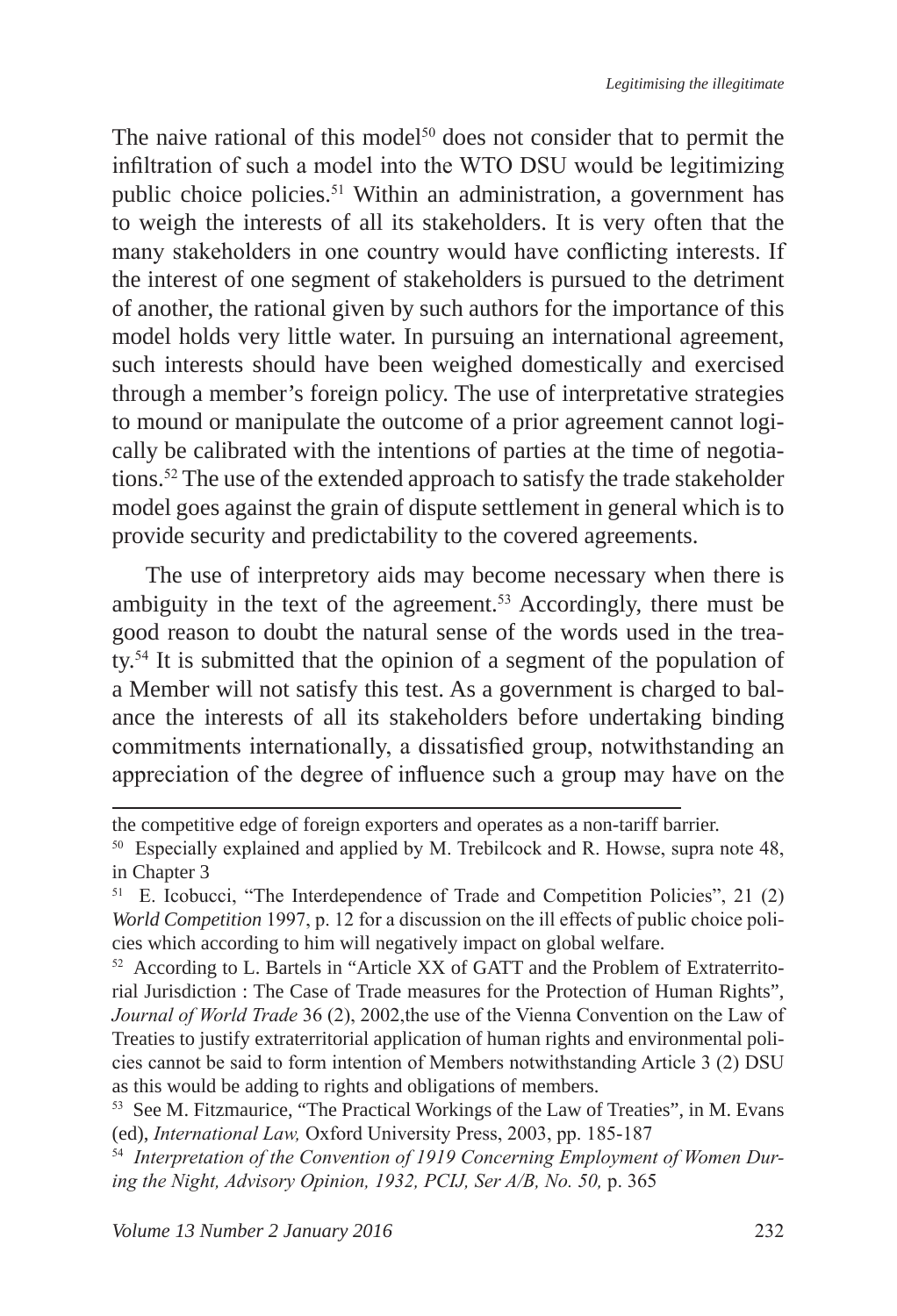The naive rational of this model[50] does not consider that to permit the infiltration of such a model into the WTO DSU would be legitimizing public choice policies.[51] Within an administration, a government has to weigh the interests of all its stakeholders. It is very often that the many stakeholders in one country would have conflicting interests. If the interest of one segment of stakeholders is pursued to the detriment of another, the rational given by such authors for the importance of this model holds very little water. In pursuing an international agreement, such interests should have been weighed domestically and exercised through a member's foreign policy. The use of interpretative strategies to mound or manipulate the outcome of a prior agreement cannot logically be calibrated with the intentions of parties at the time of negotiations.[52] The use of the extended approach to satisfy the trade stakeholder model goes against the grain of dispute settlement in general which is to provide security and predictability to the covered agreements.

The use of interpretory aids may become necessary when there is ambiguity in the text of the agreement.[53] Accordingly, there must be good reason to doubt the natural sense of the words used in the treaty.[54] It is submitted that the opinion of a segment of the population of a Member will not satisfy this test. As a government is charged to balance the interests of all its stakeholders before undertaking binding commitments internationally, a dissatisfied group, notwithstanding an appreciation of the degree of influence such a group may have on the

---

the competitive edge of foreign exporters and operates as a non-tariff barrier.

[50] Especially explained and applied by M. Trebilcock and R. Howse, supra note 48, in Chapter 3

[51] E. Icobucci, "The Interdependence of Trade and Competition Policies", 21 (2) *World Competition* 1997, p. 12 for a discussion on the ill effects of public choice policies which according to him will negatively impact on global welfare.

[52] According to L. Bartels in "Article XX of GATT and the Problem of Extraterritorial Jurisdiction : The Case of Trade measures for the Protection of Human Rights", *Journal of World Trade* 36 (2), 2002,the use of the Vienna Convention on the Law of Treaties to justify extraterritorial application of human rights and environmental policies cannot be said to form intention of Members notwithstanding Article 3 (2) DSU as this would be adding to rights and obligations of members.

[53] See M. Fitzmaurice, "The Practical Workings of the Law of Treaties", in M. Evans (ed), *International Law,* Oxford University Press, 2003, pp. 185-187

[54] *Interpretation of the Convention of 1919 Concerning Employment of Women During the Night, Advisory Opinion, 1932, PCIJ, Ser A/B, No. 50,* p. 365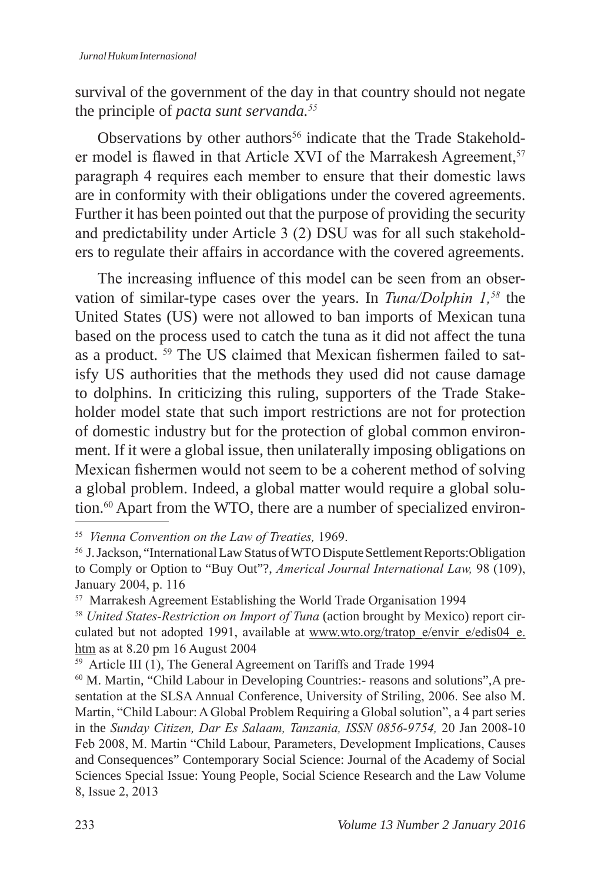survival of the government of the day in that country should not negate the principle of *pacta sunt servanda.*[55]

Observations by other authors[56] indicate that the Trade Stakeholder model is flawed in that Article XVI of the Marrakesh Agreement,[57] paragraph 4 requires each member to ensure that their domestic laws are in conformity with their obligations under the covered agreements. Further it has been pointed out that the purpose of providing the security and predictability under Article 3 (2) DSU was for all such stakeholders to regulate their affairs in accordance with the covered agreements.

The increasing influence of this model can be seen from an observation of similar-type cases over the years. In *Tuna/Dolphin 1,*[58] the United States (US) were not allowed to ban imports of Mexican tuna based on the process used to catch the tuna as it did not affect the tuna as a product. [59] The US claimed that Mexican fishermen failed to satisfy US authorities that the methods they used did not cause damage to dolphins. In criticizing this ruling, supporters of the Trade Stakeholder model state that such import restrictions are not for protection of domestic industry but for the protection of global common environment. If it were a global issue, then unilaterally imposing obligations on Mexican fishermen would not seem to be a coherent method of solving a global problem. Indeed, a global matter would require a global solution.[60] Apart from the WTO, there are a number of specialized environ-

---

[55] *Vienna Convention on the Law of Treaties,* 1969.

[56] J. Jackson, "International Law Status of WTO Dispute Settlement Reports:Obligation to Comply or Option to "Buy Out"?, *Americal Journal International Law,* 98 (109), January 2004, p. 116

[57] Marrakesh Agreement Establishing the World Trade Organisation 1994

[58] *United States-Restriction on Import of Tuna* (action brought by Mexico) report circulated but not adopted 1991, available at www.wto.org/tratop_e/envir_e/edis04_e.htm as at 8.20 pm 16 August 2004

[59] Article III (1), The General Agreement on Tariffs and Trade 1994

[60] M. Martin, "Child Labour in Developing Countries:- reasons and solutions",A presentation at the SLSA Annual Conference, University of Striling, 2006. See also M. Martin, "Child Labour: A Global Problem Requiring a Global solution", a 4 part series in the *Sunday Citizen, Dar Es Salaam, Tanzania, ISSN 0856-9754,* 20 Jan 2008-10 Feb 2008, M. Martin "Child Labour, Parameters, Development Implications, Causes and Consequences" Contemporary Social Science: Journal of the Academy of Social Sciences Special Issue: Young People, Social Science Research and the Law Volume 8, Issue 2, 2013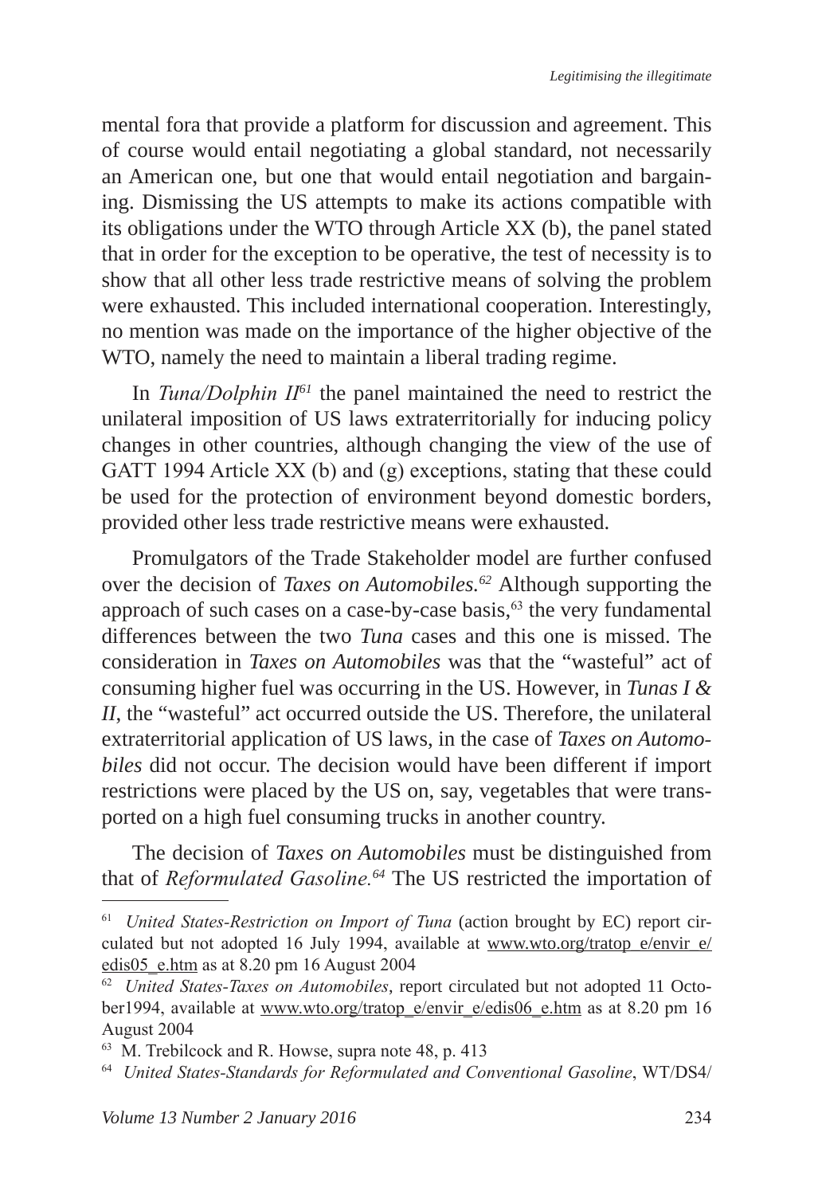mental fora that provide a platform for discussion and agreement. This of course would entail negotiating a global standard, not necessarily an American one, but one that would entail negotiation and bargaining. Dismissing the US attempts to make its actions compatible with its obligations under the WTO through Article XX (b), the panel stated that in order for the exception to be operative, the test of necessity is to show that all other less trade restrictive means of solving the problem were exhausted. This included international cooperation. Interestingly, no mention was made on the importance of the higher objective of the WTO, namely the need to maintain a liberal trading regime.

In *Tuna/Dolphin II*[61] the panel maintained the need to restrict the unilateral imposition of US laws extraterritorially for inducing policy changes in other countries, although changing the view of the use of GATT 1994 Article XX (b) and (g) exceptions, stating that these could be used for the protection of environment beyond domestic borders, provided other less trade restrictive means were exhausted.

Promulgators of the Trade Stakeholder model are further confused over the decision of *Taxes on Automobiles.*[62] Although supporting the approach of such cases on a case-by-case basis,[63] the very fundamental differences between the two *Tuna* cases and this one is missed. The consideration in *Taxes on Automobiles* was that the "wasteful" act of consuming higher fuel was occurring in the US. However, in *Tunas I & II*, the "wasteful" act occurred outside the US. Therefore, the unilateral extraterritorial application of US laws, in the case of *Taxes on Automobiles* did not occur. The decision would have been different if import restrictions were placed by the US on, say, vegetables that were transported on a high fuel consuming trucks in another country.

The decision of *Taxes on Automobiles* must be distinguished from that of *Reformulated Gasoline.*[64] The US restricted the importation of

---

[61] *United States-Restriction on Import of Tuna* (action brought by EC) report circulated but not adopted 16 July 1994, available at www.wto.org/tratop_e/envir_e/edis05_e.htm as at 8.20 pm 16 August 2004

[62] *United States-Taxes on Automobiles*, report circulated but not adopted 11 October1994, available at www.wto.org/tratop_e/envir_e/edis06_e.htm as at 8.20 pm 16 August 2004

[63] M. Trebilcock and R. Howse, supra note 48, p. 413

[64] *United States-Standards for Reformulated and Conventional Gasoline*, WT/DS4/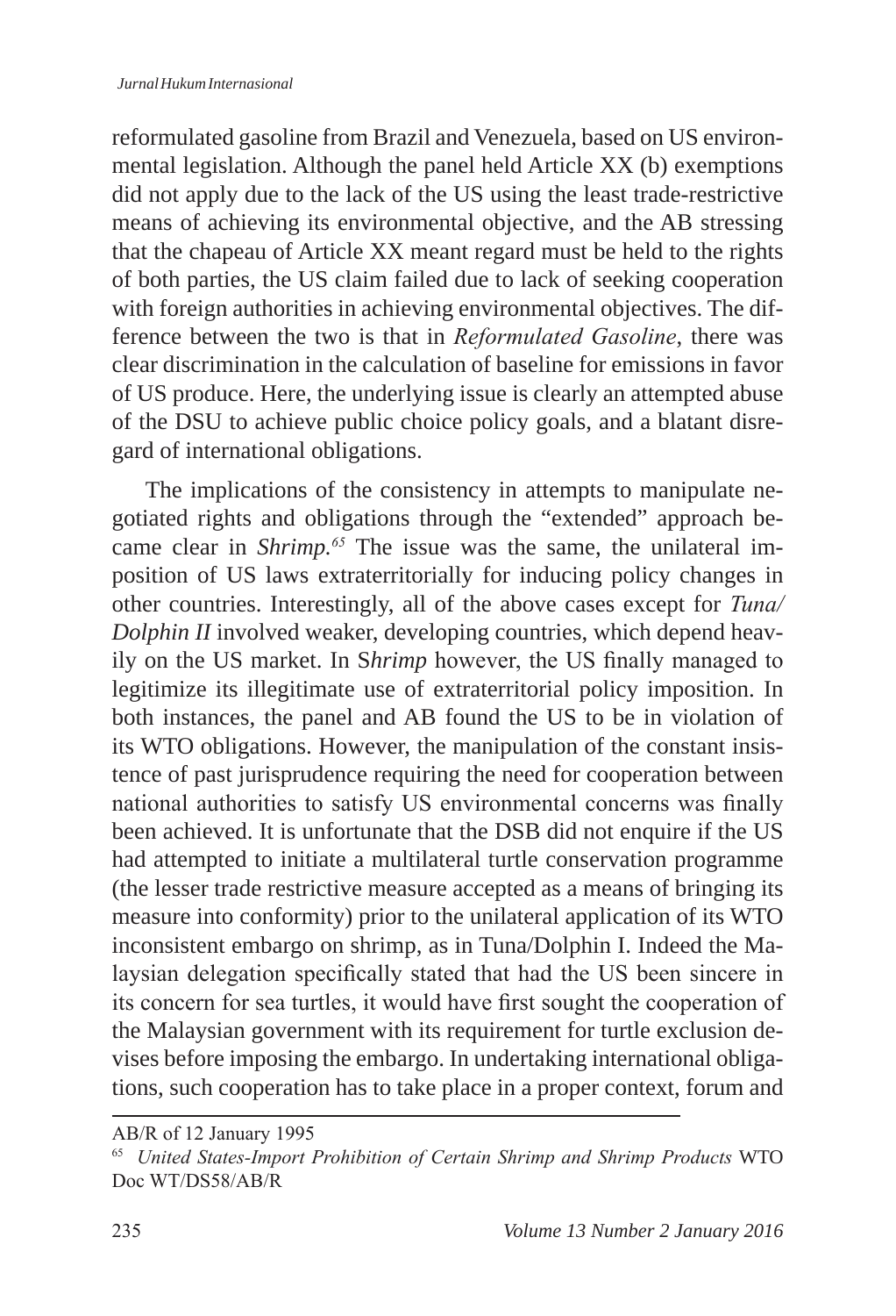reformulated gasoline from Brazil and Venezuela, based on US environmental legislation. Although the panel held Article XX (b) exemptions did not apply due to the lack of the US using the least trade-restrictive means of achieving its environmental objective, and the AB stressing that the chapeau of Article XX meant regard must be held to the rights of both parties, the US claim failed due to lack of seeking cooperation with foreign authorities in achieving environmental objectives. The difference between the two is that in *Reformulated Gasoline*, there was clear discrimination in the calculation of baseline for emissions in favor of US produce. Here, the underlying issue is clearly an attempted abuse of the DSU to achieve public choice policy goals, and a blatant disregard of international obligations.

The implications of the consistency in attempts to manipulate negotiated rights and obligations through the "extended" approach became clear in *Shrimp.*[65] The issue was the same, the unilateral imposition of US laws extraterritorially for inducing policy changes in other countries. Interestingly, all of the above cases except for *Tuna/ Dolphin II* involved weaker, developing countries, which depend heavily on the US market. In S*hrimp* however, the US finally managed to legitimize its illegitimate use of extraterritorial policy imposition. In both instances, the panel and AB found the US to be in violation of its WTO obligations. However, the manipulation of the constant insistence of past jurisprudence requiring the need for cooperation between national authorities to satisfy US environmental concerns was finally been achieved. It is unfortunate that the DSB did not enquire if the US had attempted to initiate a multilateral turtle conservation programme (the lesser trade restrictive measure accepted as a means of bringing its measure into conformity) prior to the unilateral application of its WTO inconsistent embargo on shrimp, as in Tuna/Dolphin I. Indeed the Malaysian delegation specifically stated that had the US been sincere in its concern for sea turtles, it would have first sought the cooperation of the Malaysian government with its requirement for turtle exclusion devises before imposing the embargo. In undertaking international obligations, such cooperation has to take place in a proper context, forum and

AB/R of 12 January 1995

[65] *United States-Import Prohibition of Certain Shrimp and Shrimp Products* WTO Doc WT/DS58/AB/R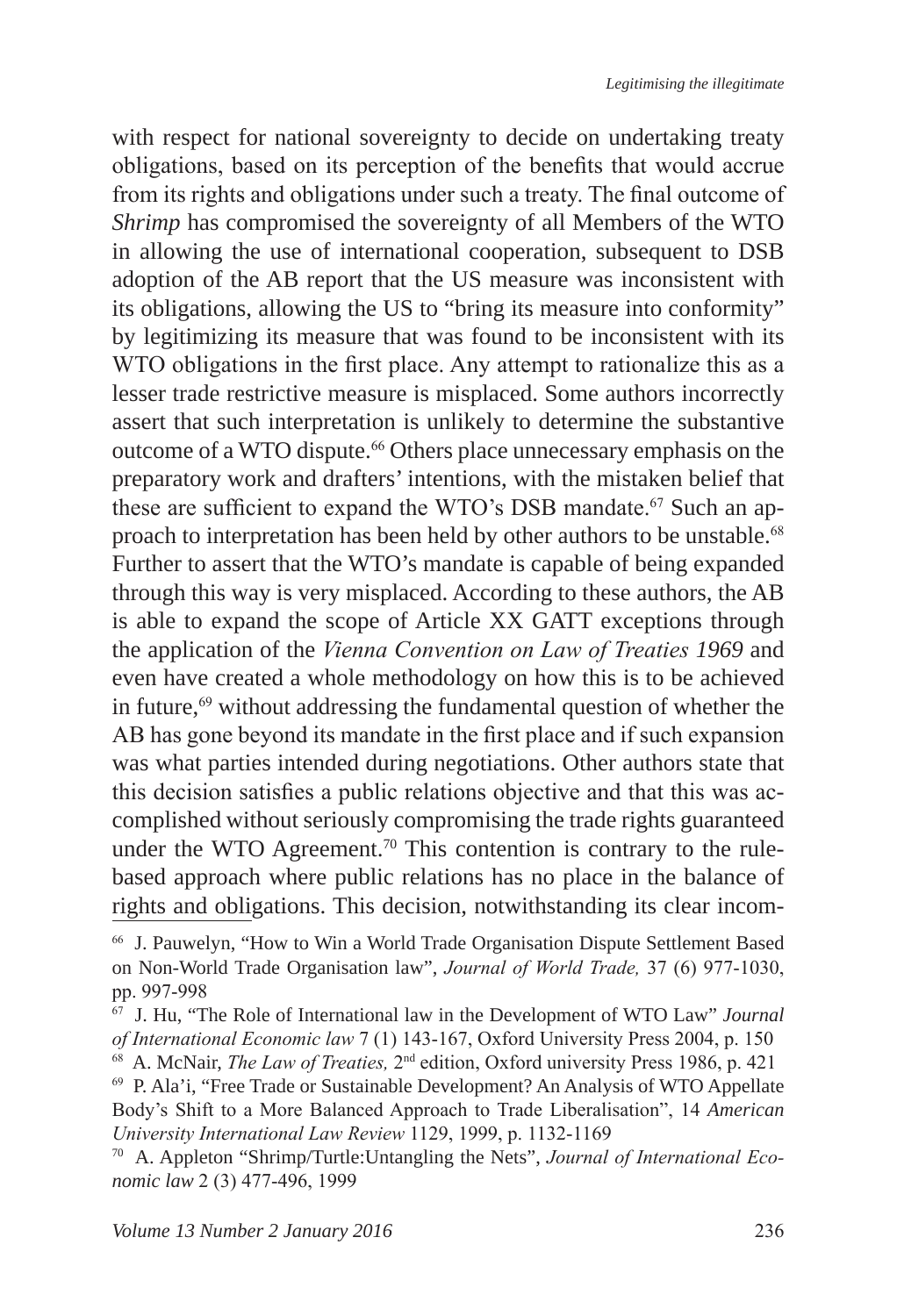with respect for national sovereignty to decide on undertaking treaty obligations, based on its perception of the benefits that would accrue from its rights and obligations under such a treaty. The final outcome of *Shrimp* has compromised the sovereignty of all Members of the WTO in allowing the use of international cooperation, subsequent to DSB adoption of the AB report that the US measure was inconsistent with its obligations, allowing the US to "bring its measure into conformity" by legitimizing its measure that was found to be inconsistent with its WTO obligations in the first place. Any attempt to rationalize this as a lesser trade restrictive measure is misplaced. Some authors incorrectly assert that such interpretation is unlikely to determine the substantive outcome of a WTO dispute.[66] Others place unnecessary emphasis on the preparatory work and drafters' intentions, with the mistaken belief that these are sufficient to expand the WTO's DSB mandate.[67] Such an approach to interpretation has been held by other authors to be unstable.[68] Further to assert that the WTO's mandate is capable of being expanded through this way is very misplaced. According to these authors, the AB is able to expand the scope of Article XX GATT exceptions through the application of the *Vienna Convention on Law of Treaties 1969* and even have created a whole methodology on how this is to be achieved in future,[69] without addressing the fundamental question of whether the AB has gone beyond its mandate in the first place and if such expansion was what parties intended during negotiations. Other authors state that this decision satisfies a public relations objective and that this was accomplished without seriously compromising the trade rights guaranteed under the WTO Agreement.[70] This contention is contrary to the rule-based approach where public relations has no place in the balance of rights and obligations. This decision, notwithstanding its clear incom-

---

[66] J. Pauwelyn, "How to Win a World Trade Organisation Dispute Settlement Based on Non-World Trade Organisation law", *Journal of World Trade,* 37 (6) 977-1030, pp. 997-998

[67] J. Hu, "The Role of International law in the Development of WTO Law" *Journal of International Economic law* 7 (1) 143-167, Oxford University Press 2004, p. 150

[68] A. McNair, *The Law of Treaties,* 2nd edition, Oxford university Press 1986, p. 421

[69] P. Ala'i, "Free Trade or Sustainable Development? An Analysis of WTO Appellate Body's Shift to a More Balanced Approach to Trade Liberalisation", 14 *American University International Law Review* 1129, 1999, p. 1132-1169

[70] A. Appleton "Shrimp/Turtle:Untangling the Nets", *Journal of International Economic law* 2 (3) 477-496, 1999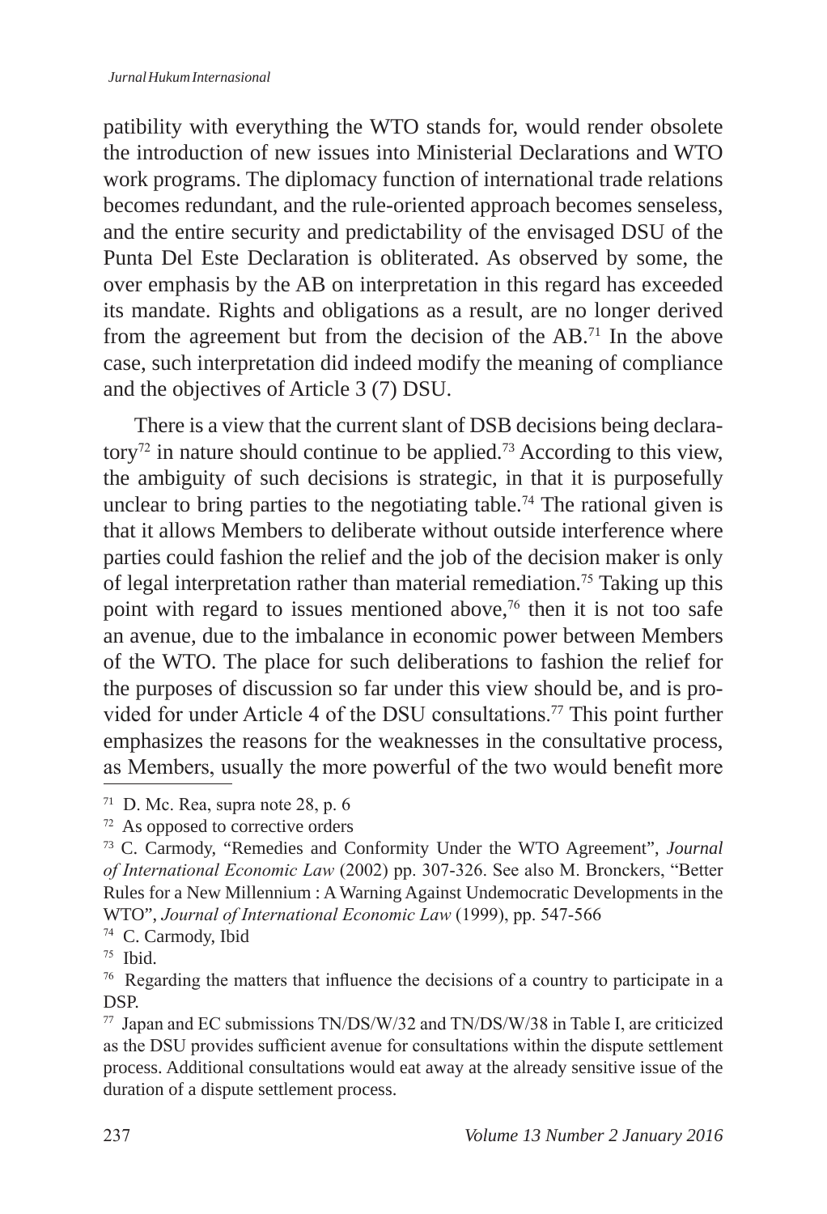patibility with everything the WTO stands for, would render obsolete the introduction of new issues into Ministerial Declarations and WTO work programs. The diplomacy function of international trade relations becomes redundant, and the rule-oriented approach becomes senseless, and the entire security and predictability of the envisaged DSU of the Punta Del Este Declaration is obliterated. As observed by some, the over emphasis by the AB on interpretation in this regard has exceeded its mandate. Rights and obligations as a result, are no longer derived from the agreement but from the decision of the AB.[71] In the above case, such interpretation did indeed modify the meaning of compliance and the objectives of Article 3 (7) DSU.

There is a view that the current slant of DSB decisions being declaratory[72] in nature should continue to be applied.[73] According to this view, the ambiguity of such decisions is strategic, in that it is purposefully unclear to bring parties to the negotiating table.[74] The rational given is that it allows Members to deliberate without outside interference where parties could fashion the relief and the job of the decision maker is only of legal interpretation rather than material remediation.[75] Taking up this point with regard to issues mentioned above,[76] then it is not too safe an avenue, due to the imbalance in economic power between Members of the WTO. The place for such deliberations to fashion the relief for the purposes of discussion so far under this view should be, and is provided for under Article 4 of the DSU consultations.[77] This point further emphasizes the reasons for the weaknesses in the consultative process, as Members, usually the more powerful of the two would benefit more

---

[71] D. Mc. Rea, supra note 28, p. 6

[72] As opposed to corrective orders

[73] C. Carmody, "Remedies and Conformity Under the WTO Agreement", *Journal of International Economic Law* (2002) pp. 307-326. See also M. Bronckers, "Better Rules for a New Millennium : A Warning Against Undemocratic Developments in the WTO", *Journal of International Economic Law* (1999), pp. 547-566

[74] C. Carmody, Ibid

[75] Ibid.

[76] Regarding the matters that influence the decisions of a country to participate in a DSP.

[77] Japan and EC submissions TN/DS/W/32 and TN/DS/W/38 in Table I, are criticized as the DSU provides sufficient avenue for consultations within the dispute settlement process. Additional consultations would eat away at the already sensitive issue of the duration of a dispute settlement process.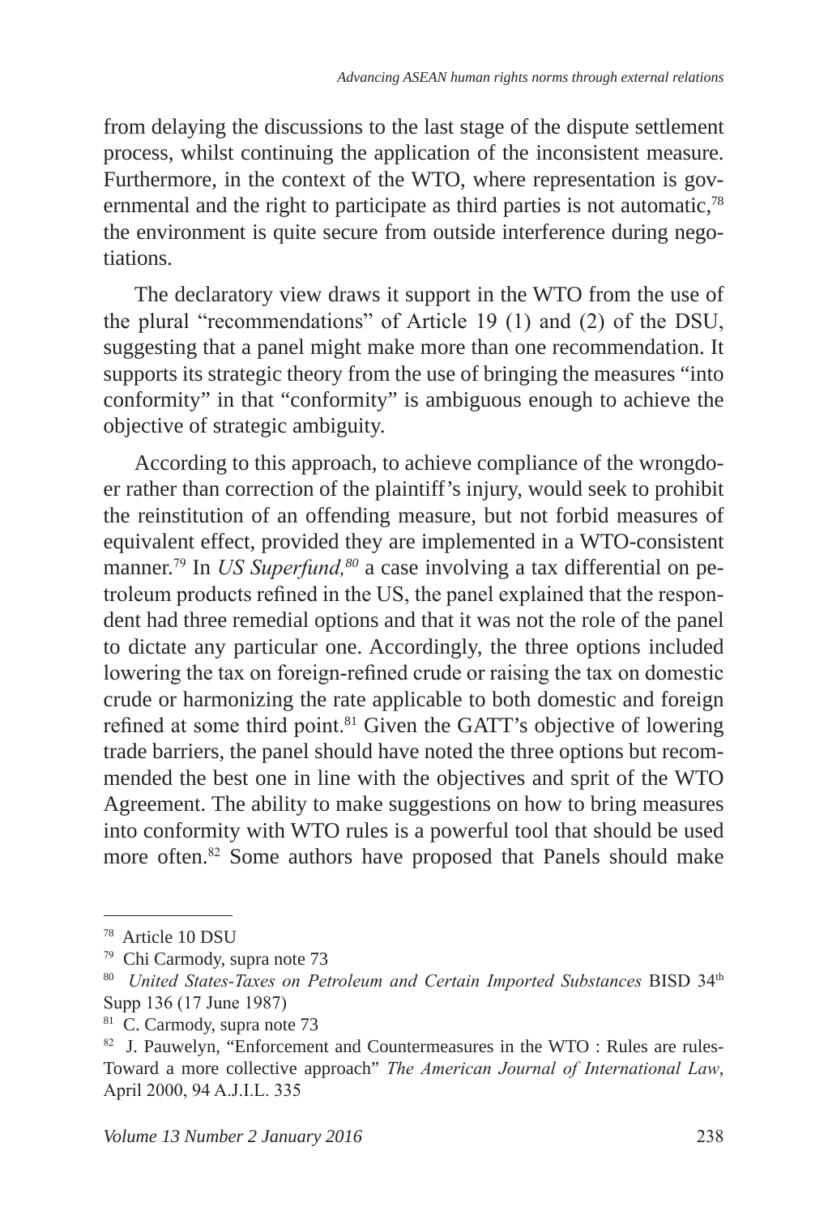from delaying the discussions to the last stage of the dispute settlement process, whilst continuing the application of the inconsistent measure. Furthermore, in the context of the WTO, where representation is governmental and the right to participate as third parties is not automatic,[78] the environment is quite secure from outside interference during negotiations.

The declaratory view draws it support in the WTO from the use of the plural "recommendations" of Article 19 (1) and (2) of the DSU, suggesting that a panel might make more than one recommendation. It supports its strategic theory from the use of bringing the measures "into conformity" in that "conformity" is ambiguous enough to achieve the objective of strategic ambiguity.

According to this approach, to achieve compliance of the wrongdoer rather than correction of the plaintiff's injury, would seek to prohibit the reinstitution of an offending measure, but not forbid measures of equivalent effect, provided they are implemented in a WTO-consistent manner.[79] In *US Superfund,*[80] a case involving a tax differential on petroleum products refined in the US, the panel explained that the respondent had three remedial options and that it was not the role of the panel to dictate any particular one. Accordingly, the three options included lowering the tax on foreign-refined crude or raising the tax on domestic crude or harmonizing the rate applicable to both domestic and foreign refined at some third point.[81] Given the GATT's objective of lowering trade barriers, the panel should have noted the three options but recommended the best one in line with the objectives and sprit of the WTO Agreement. The ability to make suggestions on how to bring measures into conformity with WTO rules is a powerful tool that should be used more often.[82] Some authors have proposed that Panels should make

---

[78] Article 10 DSU

[79] Chi Carmody, supra note 73

[80] *United States-Taxes on Petroleum and Certain Imported Substances* BISD 34th Supp 136 (17 June 1987)

[81] C. Carmody, supra note 73

[82] J. Pauwelyn, "Enforcement and Countermeasures in the WTO : Rules are rules-Toward a more collective approach" *The American Journal of International Law*, April 2000, 94 A.J.I.L. 335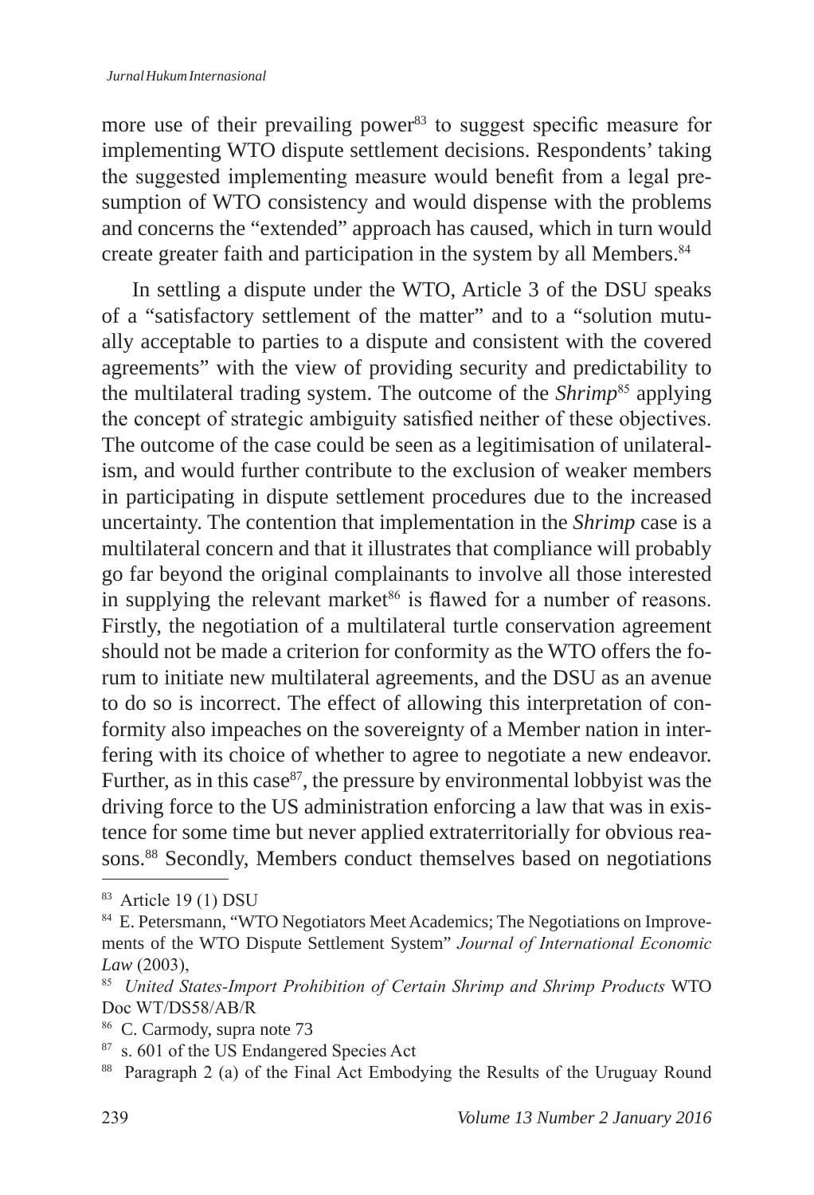more use of their prevailing power[83] to suggest specific measure for implementing WTO dispute settlement decisions. Respondents' taking the suggested implementing measure would benefit from a legal presumption of WTO consistency and would dispense with the problems and concerns the "extended" approach has caused, which in turn would create greater faith and participation in the system by all Members.[84]

In settling a dispute under the WTO, Article 3 of the DSU speaks of a "satisfactory settlement of the matter" and to a "solution mutually acceptable to parties to a dispute and consistent with the covered agreements" with the view of providing security and predictability to the multilateral trading system. The outcome of the *Shrimp*[85] applying the concept of strategic ambiguity satisfied neither of these objectives. The outcome of the case could be seen as a legitimisation of unilateralism, and would further contribute to the exclusion of weaker members in participating in dispute settlement procedures due to the increased uncertainty. The contention that implementation in the *Shrimp* case is a multilateral concern and that it illustrates that compliance will probably go far beyond the original complainants to involve all those interested in supplying the relevant market[86] is flawed for a number of reasons. Firstly, the negotiation of a multilateral turtle conservation agreement should not be made a criterion for conformity as the WTO offers the forum to initiate new multilateral agreements, and the DSU as an avenue to do so is incorrect. The effect of allowing this interpretation of conformity also impeaches on the sovereignty of a Member nation in interfering with its choice of whether to agree to negotiate a new endeavor. Further, as in this case[87], the pressure by environmental lobbyist was the driving force to the US administration enforcing a law that was in existence for some time but never applied extraterritorially for obvious reasons.[88] Secondly, Members conduct themselves based on negotiations

---

[83] Article 19 (1) DSU

[84] E. Petersmann, "WTO Negotiators Meet Academics; The Negotiations on Improvements of the WTO Dispute Settlement System" *Journal of International Economic Law* (2003),

[85] *United States-Import Prohibition of Certain Shrimp and Shrimp Products* WTO Doc WT/DS58/AB/R

[86] C. Carmody, supra note 73

[87] s. 601 of the US Endangered Species Act

[88] Paragraph 2 (a) of the Final Act Embodying the Results of the Uruguay Round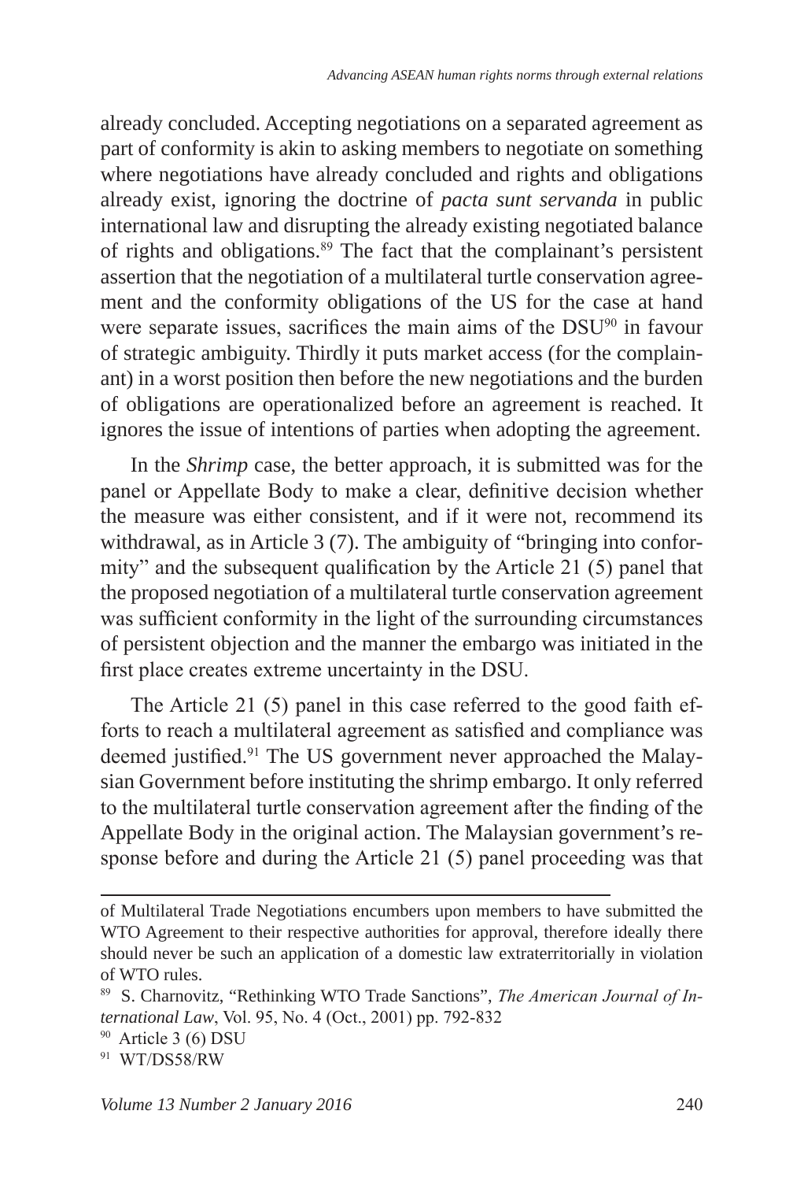already concluded. Accepting negotiations on a separated agreement as part of conformity is akin to asking members to negotiate on something where negotiations have already concluded and rights and obligations already exist, ignoring the doctrine of *pacta sunt servanda* in public international law and disrupting the already existing negotiated balance of rights and obligations.[89] The fact that the complainant's persistent assertion that the negotiation of a multilateral turtle conservation agreement and the conformity obligations of the US for the case at hand were separate issues, sacrifices the main aims of the DSU[90] in favour of strategic ambiguity. Thirdly it puts market access (for the complainant) in a worst position then before the new negotiations and the burden of obligations are operationalized before an agreement is reached. It ignores the issue of intentions of parties when adopting the agreement.

In the *Shrimp* case, the better approach, it is submitted was for the panel or Appellate Body to make a clear, definitive decision whether the measure was either consistent, and if it were not, recommend its withdrawal, as in Article 3 (7). The ambiguity of "bringing into conformity" and the subsequent qualification by the Article 21 (5) panel that the proposed negotiation of a multilateral turtle conservation agreement was sufficient conformity in the light of the surrounding circumstances of persistent objection and the manner the embargo was initiated in the first place creates extreme uncertainty in the DSU.

The Article 21 (5) panel in this case referred to the good faith efforts to reach a multilateral agreement as satisfied and compliance was deemed justified.[91] The US government never approached the Malaysian Government before instituting the shrimp embargo. It only referred to the multilateral turtle conservation agreement after the finding of the Appellate Body in the original action. The Malaysian government's response before and during the Article 21 (5) panel proceeding was that

---

of Multilateral Trade Negotiations encumbers upon members to have submitted the WTO Agreement to their respective authorities for approval, therefore ideally there should never be such an application of a domestic law extraterritorially in violation of WTO rules.

[89] S. Charnovitz, "Rethinking WTO Trade Sanctions", *The American Journal of International Law*, Vol. 95, No. 4 (Oct., 2001) pp. 792-832

[90] Article 3 (6) DSU

[91] WT/DS58/RW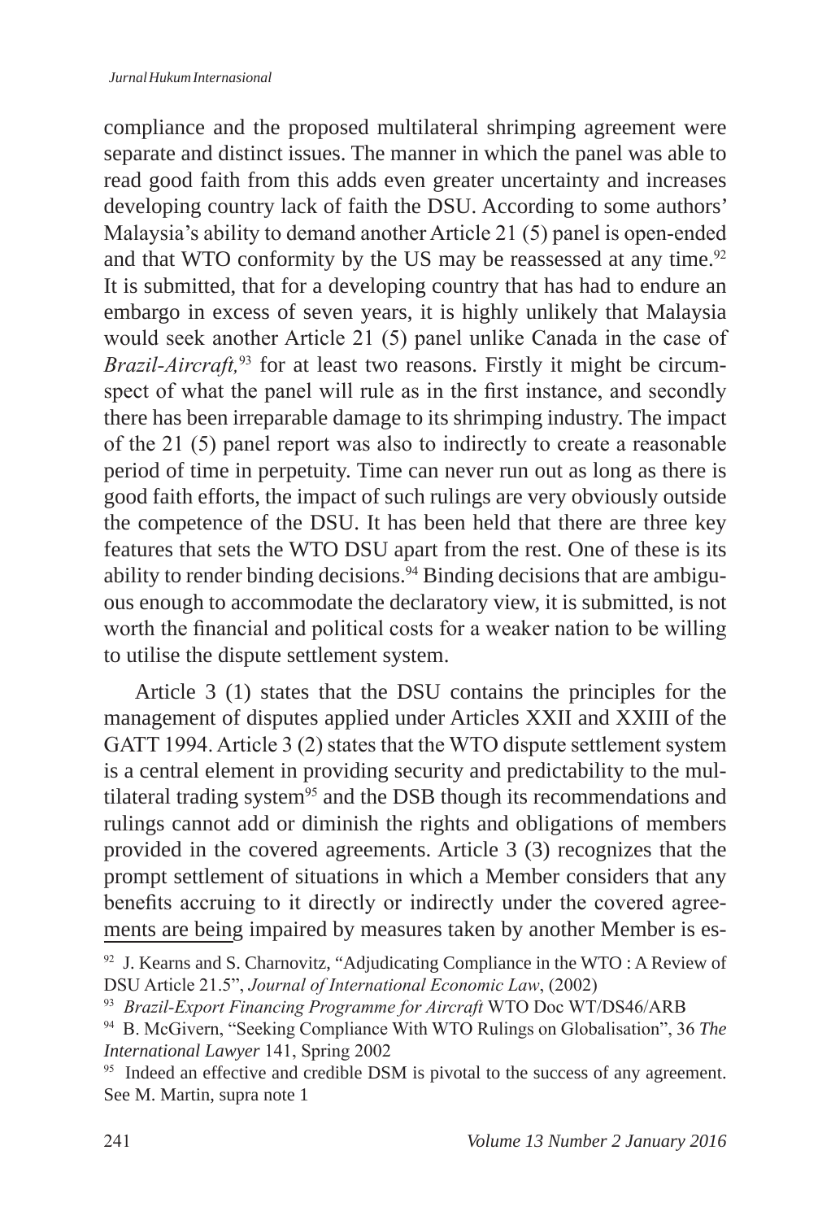compliance and the proposed multilateral shrimping agreement were separate and distinct issues. The manner in which the panel was able to read good faith from this adds even greater uncertainty and increases developing country lack of faith the DSU. According to some authors' Malaysia's ability to demand another Article 21 (5) panel is open-ended and that WTO conformity by the US may be reassessed at any time.[92] It is submitted, that for a developing country that has had to endure an embargo in excess of seven years, it is highly unlikely that Malaysia would seek another Article 21 (5) panel unlike Canada in the case of *Brazil-Aircraft,*[93] for at least two reasons. Firstly it might be circumspect of what the panel will rule as in the first instance, and secondly there has been irreparable damage to its shrimping industry. The impact of the 21 (5) panel report was also to indirectly to create a reasonable period of time in perpetuity. Time can never run out as long as there is good faith efforts, the impact of such rulings are very obviously outside the competence of the DSU. It has been held that there are three key features that sets the WTO DSU apart from the rest. One of these is its ability to render binding decisions.[94] Binding decisions that are ambiguous enough to accommodate the declaratory view, it is submitted, is not worth the financial and political costs for a weaker nation to be willing to utilise the dispute settlement system.

Article 3 (1) states that the DSU contains the principles for the management of disputes applied under Articles XXII and XXIII of the GATT 1994. Article 3 (2) states that the WTO dispute settlement system is a central element in providing security and predictability to the multilateral trading system[95] and the DSB though its recommendations and rulings cannot add or diminish the rights and obligations of members provided in the covered agreements. Article 3 (3) recognizes that the prompt settlement of situations in which a Member considers that any benefits accruing to it directly or indirectly under the covered agreements are being impaired by measures taken by another Member is es-

[92] J. Kearns and S. Charnovitz, "Adjudicating Compliance in the WTO : A Review of DSU Article 21.5", *Journal of International Economic Law*, (2002)

[93] *Brazil-Export Financing Programme for Aircraft* WTO Doc WT/DS46/ARB

[94] B. McGivern, "Seeking Compliance With WTO Rulings on Globalisation", 36 *The International Lawyer* 141, Spring 2002

[95] Indeed an effective and credible DSM is pivotal to the success of any agreement. See M. Martin, supra note 1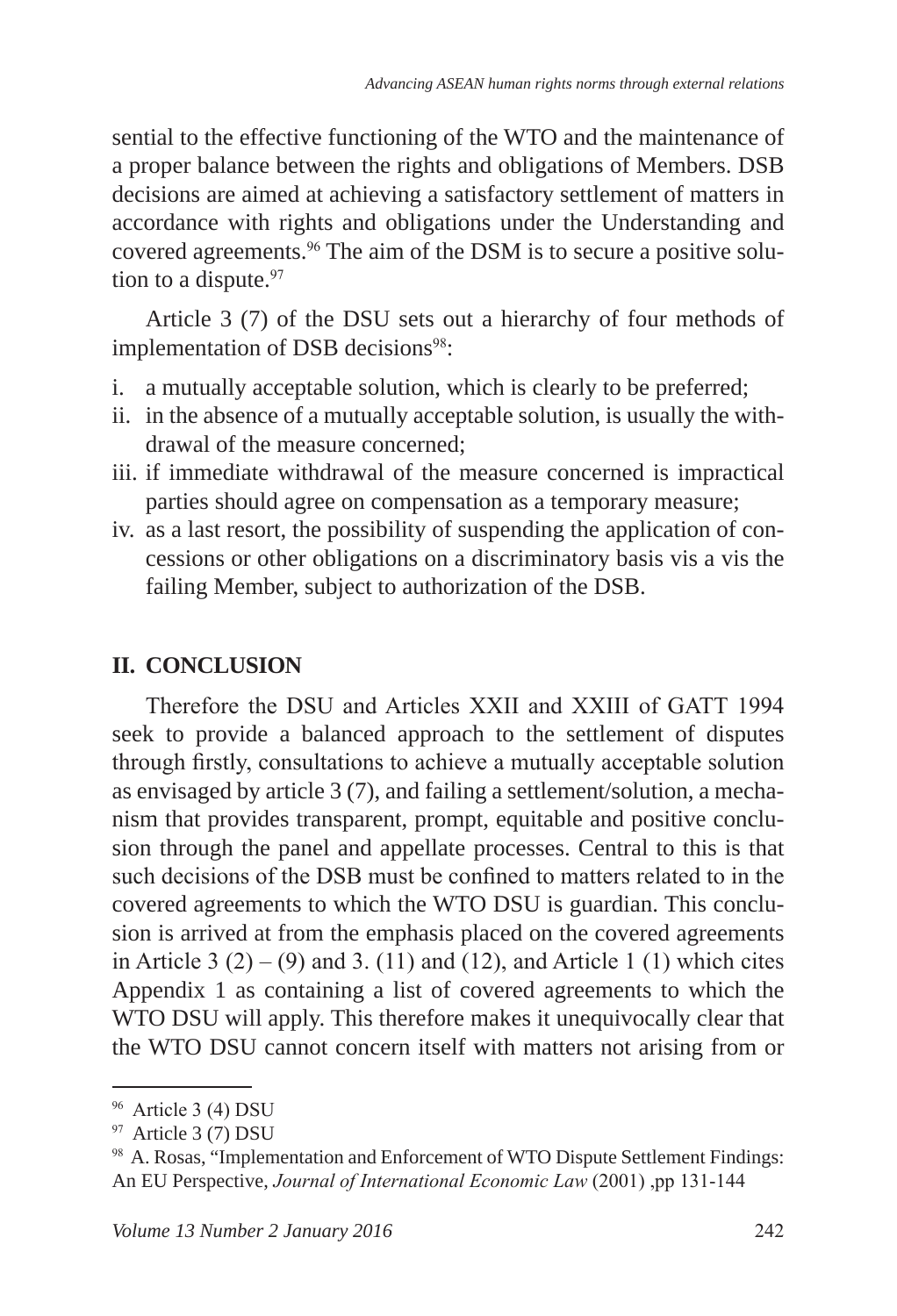sential to the effective functioning of the WTO and the maintenance of a proper balance between the rights and obligations of Members. DSB decisions are aimed at achieving a satisfactory settlement of matters in accordance with rights and obligations under the Understanding and covered agreements.[96] The aim of the DSM is to secure a positive solution to a dispute.[97]

Article 3 (7) of the DSU sets out a hierarchy of four methods of implementation of DSB decisions[98]:

i. a mutually acceptable solution, which is clearly to be preferred;
ii. in the absence of a mutually acceptable solution, is usually the withdrawal of the measure concerned;
iii. if immediate withdrawal of the measure concerned is impractical parties should agree on compensation as a temporary measure;
iv. as a last resort, the possibility of suspending the application of concessions or other obligations on a discriminatory basis vis a vis the failing Member, subject to authorization of the DSB.

## II. CONCLUSION

Therefore the DSU and Articles XXII and XXIII of GATT 1994 seek to provide a balanced approach to the settlement of disputes through firstly, consultations to achieve a mutually acceptable solution as envisaged by article 3 (7), and failing a settlement/solution, a mechanism that provides transparent, prompt, equitable and positive conclusion through the panel and appellate processes. Central to this is that such decisions of the DSB must be confined to matters related to in the covered agreements to which the WTO DSU is guardian. This conclusion is arrived at from the emphasis placed on the covered agreements in Article 3 (2) – (9) and 3. (11) and (12), and Article 1 (1) which cites Appendix 1 as containing a list of covered agreements to which the WTO DSU will apply. This therefore makes it unequivocally clear that the WTO DSU cannot concern itself with matters not arising from or

---

[96] Article 3 (4) DSU

[97] Article 3 (7) DSU

[98] A. Rosas, "Implementation and Enforcement of WTO Dispute Settlement Findings: An EU Perspective, *Journal of International Economic Law* (2001) ,pp 131-144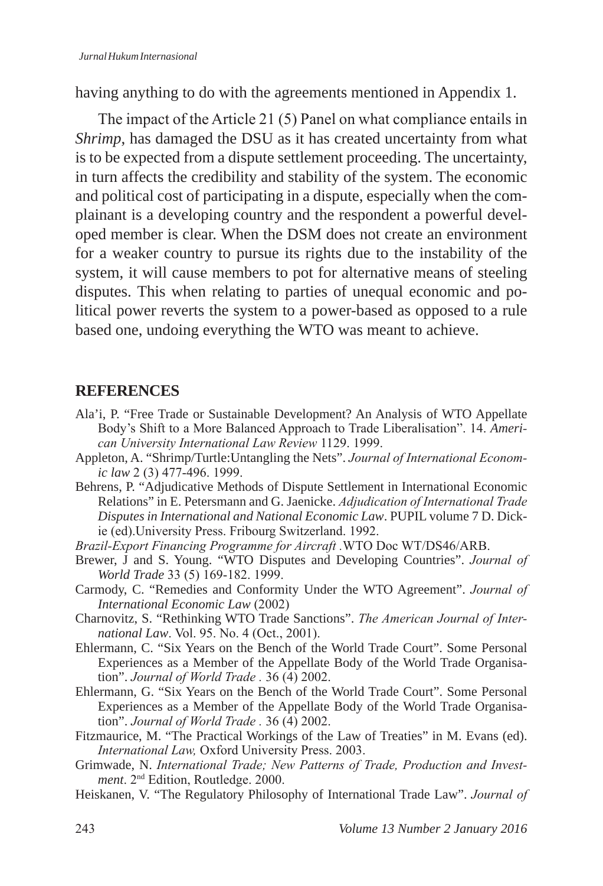having anything to do with the agreements mentioned in Appendix 1.

The impact of the Article 21 (5) Panel on what compliance entails in *Shrimp*, has damaged the DSU as it has created uncertainty from what is to be expected from a dispute settlement proceeding. The uncertainty, in turn affects the credibility and stability of the system. The economic and political cost of participating in a dispute, especially when the complainant is a developing country and the respondent a powerful developed member is clear. When the DSM does not create an environment for a weaker country to pursue its rights due to the instability of the system, it will cause members to pot for alternative means of steeling disputes. This when relating to parties of unequal economic and political power reverts the system to a power-based as opposed to a rule based one, undoing everything the WTO was meant to achieve.

## REFERENCES

Ala'i, P. "Free Trade or Sustainable Development? An Analysis of WTO Appellate Body's Shift to a More Balanced Approach to Trade Liberalisation". 14. *American University International Law Review* 1129. 1999.

Appleton, A. "Shrimp/Turtle:Untangling the Nets". *Journal of International Economic law* 2 (3) 477-496. 1999.

Behrens, P. "Adjudicative Methods of Dispute Settlement in International Economic Relations" in E. Petersmann and G. Jaenicke. *Adjudication of International Trade Disputes in International and National Economic Law*. PUPIL volume 7 D. Dickie (ed).University Press. Fribourg Switzerland. 1992.

*Brazil-Export Financing Programme for Aircraft* .WTO Doc WT/DS46/ARB.

Brewer, J and S. Young. "WTO Disputes and Developing Countries". *Journal of World Trade* 33 (5) 169-182. 1999.

Carmody, C. "Remedies and Conformity Under the WTO Agreement". *Journal of International Economic Law* (2002)

Charnovitz, S. "Rethinking WTO Trade Sanctions". *The American Journal of International Law*. Vol. 95. No. 4 (Oct., 2001).

Ehlermann, C. "Six Years on the Bench of the World Trade Court". Some Personal Experiences as a Member of the Appellate Body of the World Trade Organisation". *Journal of World Trade* . 36 (4) 2002.

Ehlermann, G. "Six Years on the Bench of the World Trade Court". Some Personal Experiences as a Member of the Appellate Body of the World Trade Organisation". *Journal of World Trade* . 36 (4) 2002.

Fitzmaurice, M. "The Practical Workings of the Law of Treaties" in M. Evans (ed). *International Law,* Oxford University Press. 2003.

Grimwade, N. *International Trade; New Patterns of Trade, Production and Investment*. 2nd Edition, Routledge. 2000.

Heiskanen, V. "The Regulatory Philosophy of International Trade Law". *Journal of*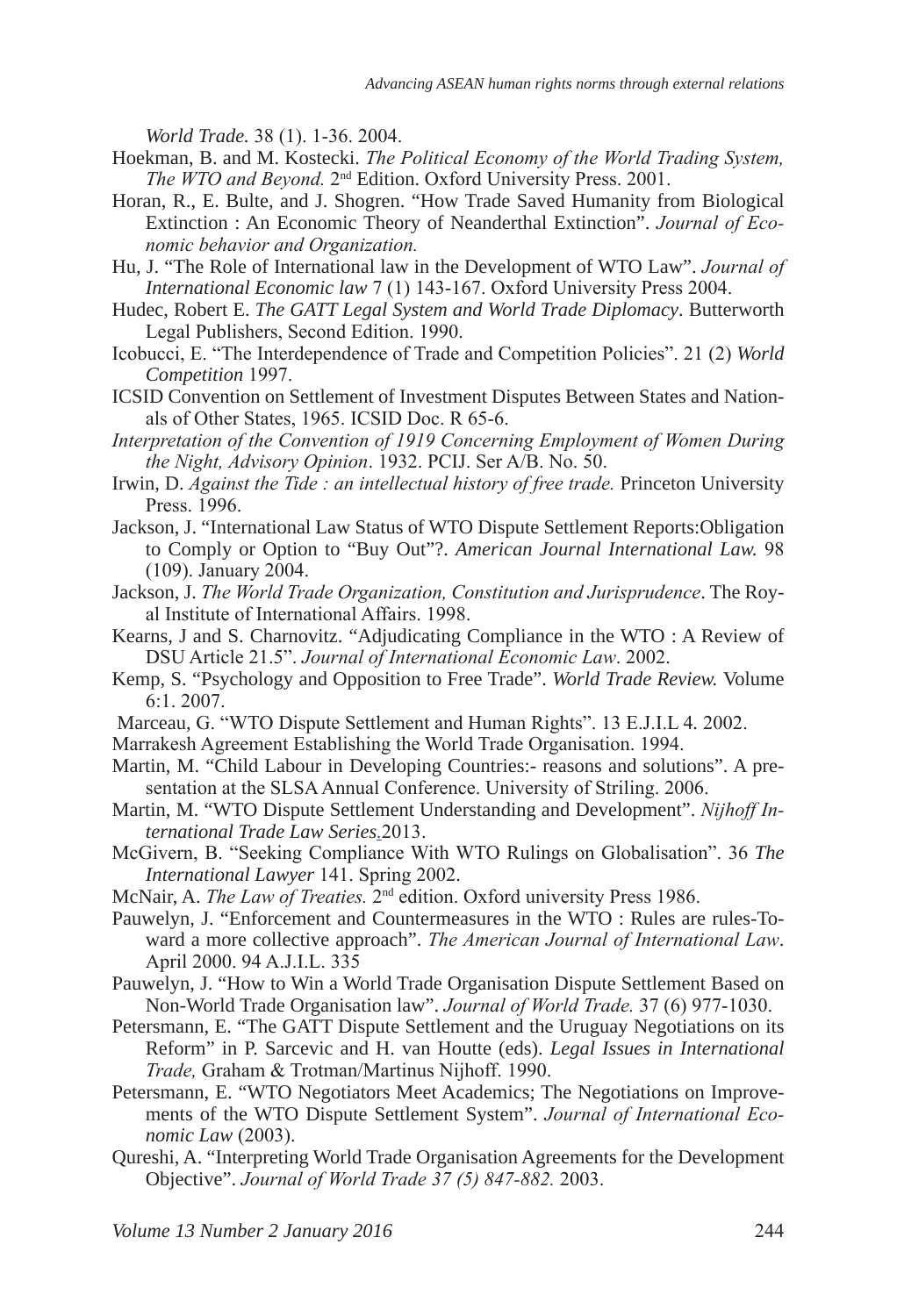*World Trade.* 38 (1). 1-36. 2004.

Hoekman, B. and M. Kostecki. *The Political Economy of the World Trading System, The WTO and Beyond.* 2nd Edition. Oxford University Press. 2001.

Horan, R., E. Bulte, and J. Shogren. "How Trade Saved Humanity from Biological Extinction : An Economic Theory of Neanderthal Extinction". *Journal of Economic behavior and Organization.*

Hu, J. "The Role of International law in the Development of WTO Law". *Journal of International Economic law* 7 (1) 143-167. Oxford University Press 2004.

Hudec, Robert E. *The GATT Legal System and World Trade Diplomacy*. Butterworth Legal Publishers, Second Edition. 1990.

Icobucci, E. "The Interdependence of Trade and Competition Policies". 21 (2) *World Competition* 1997.

ICSID Convention on Settlement of Investment Disputes Between States and Nationals of Other States, 1965. ICSID Doc. R 65-6.

*Interpretation of the Convention of 1919 Concerning Employment of Women During the Night, Advisory Opinion*. 1932. PCIJ. Ser A/B. No. 50.

Irwin, D. *Against the Tide : an intellectual history of free trade.* Princeton University Press. 1996.

Jackson, J. "International Law Status of WTO Dispute Settlement Reports:Obligation to Comply or Option to "Buy Out"?. *American Journal International Law.* 98 (109). January 2004.

Jackson, J. *The World Trade Organization, Constitution and Jurisprudence*. The Royal Institute of International Affairs. 1998.

Kearns, J and S. Charnovitz. "Adjudicating Compliance in the WTO : A Review of DSU Article 21.5". *Journal of International Economic Law*. 2002.

Kemp, S. "Psychology and Opposition to Free Trade". *World Trade Review.* Volume 6:1. 2007.

Marceau, G. "WTO Dispute Settlement and Human Rights". 13 E.J.I.L 4. 2002.

Marrakesh Agreement Establishing the World Trade Organisation. 1994.

Martin, M. "Child Labour in Developing Countries:- reasons and solutions". A presentation at the SLSA Annual Conference. University of Striling. 2006.

Martin, M. "WTO Dispute Settlement Understanding and Development". *Nijhoff International Trade Law Series.* 2013.

McGivern, B. "Seeking Compliance With WTO Rulings on Globalisation". 36 *The International Lawyer* 141. Spring 2002.

McNair, A. *The Law of Treaties.* 2nd edition. Oxford university Press 1986.

Pauwelyn, J. "Enforcement and Countermeasures in the WTO : Rules are rules-Toward a more collective approach". *The American Journal of International Law*. April 2000. 94 A.J.I.L. 335

Pauwelyn, J. "How to Win a World Trade Organisation Dispute Settlement Based on Non-World Trade Organisation law". *Journal of World Trade.* 37 (6) 977-1030.

Petersmann, E. "The GATT Dispute Settlement and the Uruguay Negotiations on its Reform" in P. Sarcevic and H. van Houtte (eds). *Legal Issues in International Trade,* Graham & Trotman/Martinus Nijhoff. 1990.

Petersmann, E. "WTO Negotiators Meet Academics; The Negotiations on Improvements of the WTO Dispute Settlement System". *Journal of International Economic Law* (2003).

Qureshi, A. "Interpreting World Trade Organisation Agreements for the Development Objective". *Journal of World Trade 37 (5) 847-882.* 2003.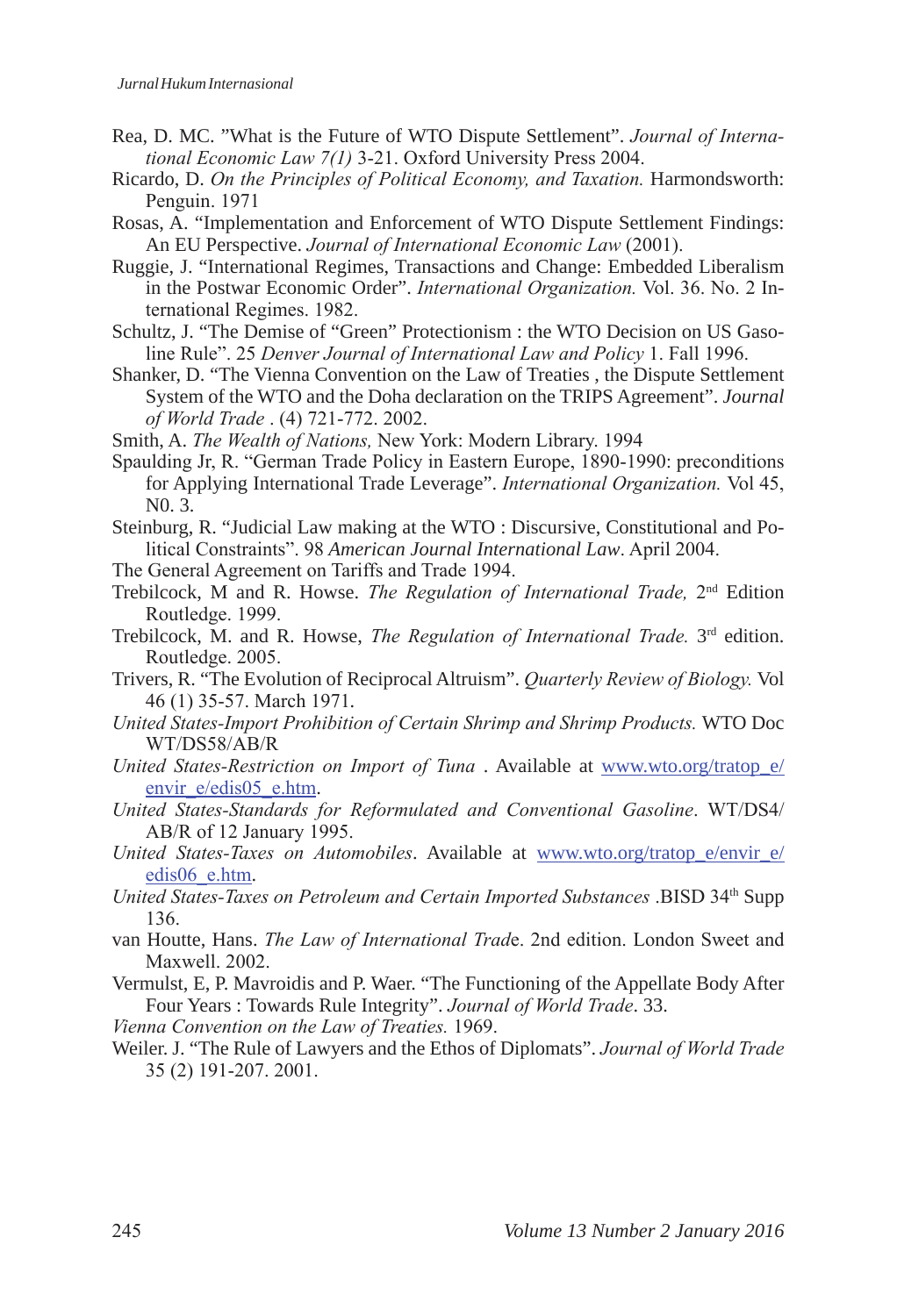Rea, D. MC. "What is the Future of WTO Dispute Settlement". *Journal of International Economic Law 7(1)* 3-21. Oxford University Press 2004.

Ricardo, D. *On the Principles of Political Economy, and Taxation.* Harmondsworth: Penguin. 1971

Rosas, A. "Implementation and Enforcement of WTO Dispute Settlement Findings: An EU Perspective. *Journal of International Economic Law* (2001).

Ruggie, J. "International Regimes, Transactions and Change: Embedded Liberalism in the Postwar Economic Order". *International Organization.* Vol. 36. No. 2 International Regimes. 1982.

Schultz, J. "The Demise of "Green" Protectionism : the WTO Decision on US Gasoline Rule". 25 *Denver Journal of International Law and Policy* 1. Fall 1996.

Shanker, D. "The Vienna Convention on the Law of Treaties , the Dispute Settlement System of the WTO and the Doha declaration on the TRIPS Agreement". *Journal of World Trade* . (4) 721-772. 2002.

Smith, A. *The Wealth of Nations,* New York: Modern Library. 1994

Spaulding Jr, R. "German Trade Policy in Eastern Europe, 1890-1990: preconditions for Applying International Trade Leverage". *International Organization.* Vol 45, N0. 3.

Steinburg, R. "Judicial Law making at the WTO : Discursive, Constitutional and Political Constraints". 98 *American Journal International Law*. April 2004.

The General Agreement on Tariffs and Trade 1994.

Trebilcock, M and R. Howse. *The Regulation of International Trade,* 2nd Edition Routledge. 1999.

Trebilcock, M. and R. Howse, *The Regulation of International Trade.* 3rd edition. Routledge. 2005.

Trivers, R. "The Evolution of Reciprocal Altruism". *Quarterly Review of Biology.* Vol 46 (1) 35-57. March 1971.

*United States-Import Prohibition of Certain Shrimp and Shrimp Products.* WTO Doc WT/DS58/AB/R

*United States-Restriction on Import of Tuna* . Available at www.wto.org/tratop_e/envir_e/edis05_e.htm.

*United States-Standards for Reformulated and Conventional Gasoline*. WT/DS4/AB/R of 12 January 1995.

*United States-Taxes on Automobiles*. Available at www.wto.org/tratop_e/envir_e/edis06_e.htm.

*United States-Taxes on Petroleum and Certain Imported Substances* .BISD 34th Supp 136.

van Houtte, Hans. *The Law of International Trad*e. 2nd edition. London Sweet and Maxwell. 2002.

Vermulst, E, P. Mavroidis and P. Waer. "The Functioning of the Appellate Body After Four Years : Towards Rule Integrity". *Journal of World Trade*. 33.

*Vienna Convention on the Law of Treaties.* 1969.

Weiler. J. "The Rule of Lawyers and the Ethos of Diplomats". *Journal of World Trade* 35 (2) 191-207. 2001.